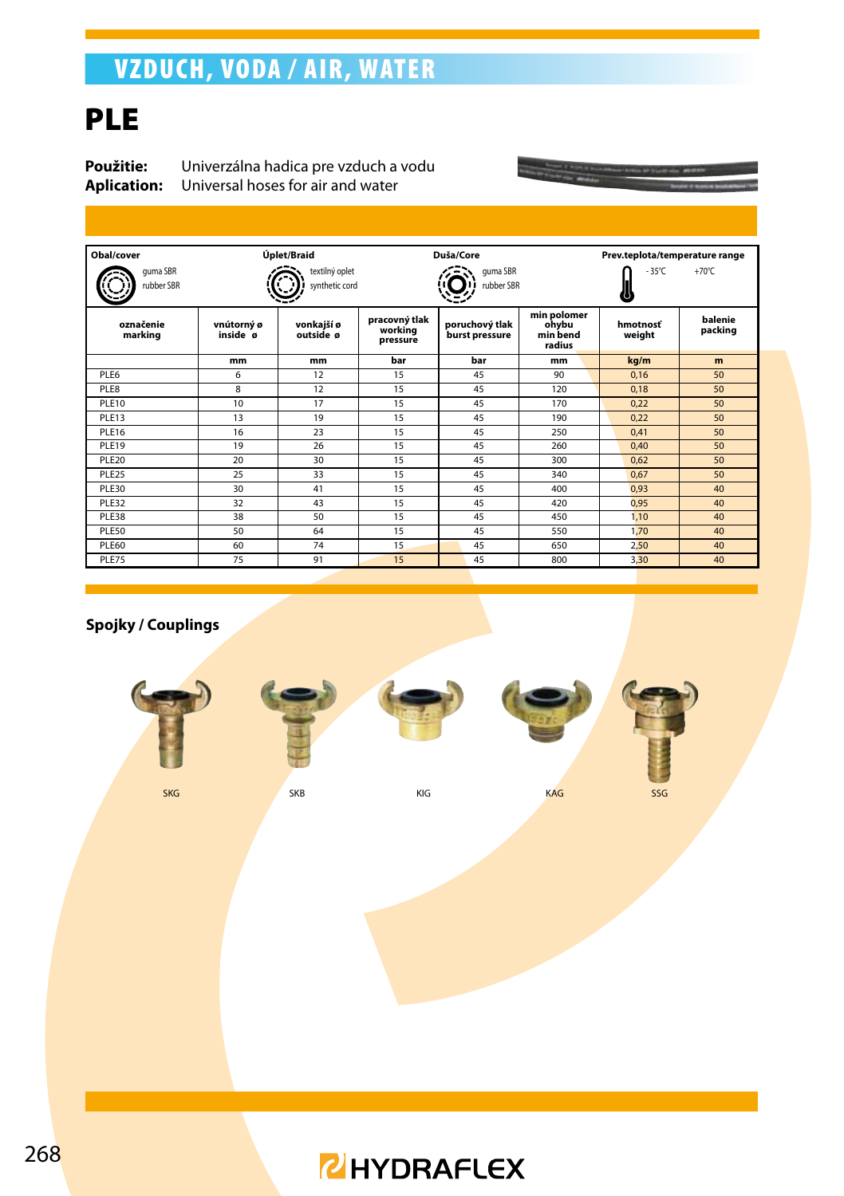# VZDUCH, VODA / AIR, WATER

## PLE

**Použitie:** Univerzálna hadica pre vzduch a vodu
**Aplication:** Universal hoses for air and water

| Obal/cover | Úplet/Braid | Duša/Core | Prev.teplota/temperature range |
|---|---|---|---|
| guma SBR / rubber SBR | textilný oplet / synthetic cord | guma SBR / rubber SBR | -35°C +70°C |

| označenie marking | vnútorný ø inside ø | vonkajší ø outside ø | pracovný tlak working pressure | poruchový tlak burst pressure | min polomer ohybu min bend radius | hmotnosť weight | balenie packing |
|---|---|---|---|---|---|---|---|
| | mm | mm | bar | bar | mm | kg/m | m |
| PLE6 | 6 | 12 | 15 | 45 | 90 | 0,16 | 50 |
| PLE8 | 8 | 12 | 15 | 45 | 120 | 0,18 | 50 |
| PLE10 | 10 | 17 | 15 | 45 | 170 | 0,22 | 50 |
| PLE13 | 13 | 19 | 15 | 45 | 190 | 0,22 | 50 |
| PLE16 | 16 | 23 | 15 | 45 | 250 | 0,41 | 50 |
| PLE19 | 19 | 26 | 15 | 45 | 260 | 0,40 | 50 |
| PLE20 | 20 | 30 | 15 | 45 | 300 | 0,62 | 50 |
| PLE25 | 25 | 33 | 15 | 45 | 340 | 0,67 | 50 |
| PLE30 | 30 | 41 | 15 | 45 | 400 | 0,93 | 40 |
| PLE32 | 32 | 43 | 15 | 45 | 420 | 0,95 | 40 |
| PLE38 | 38 | 50 | 15 | 45 | 450 | 1,10 | 40 |
| PLE50 | 50 | 64 | 15 | 45 | 550 | 1,70 | 40 |
| PLE60 | 60 | 74 | 15 | 45 | 650 | 2,50 | 40 |
| PLE75 | 75 | 91 | 15 | 45 | 800 | 3,30 | 40 |

### Spojky / Couplings

SKG SKB KIG KAG SSG

HYDRAFLEX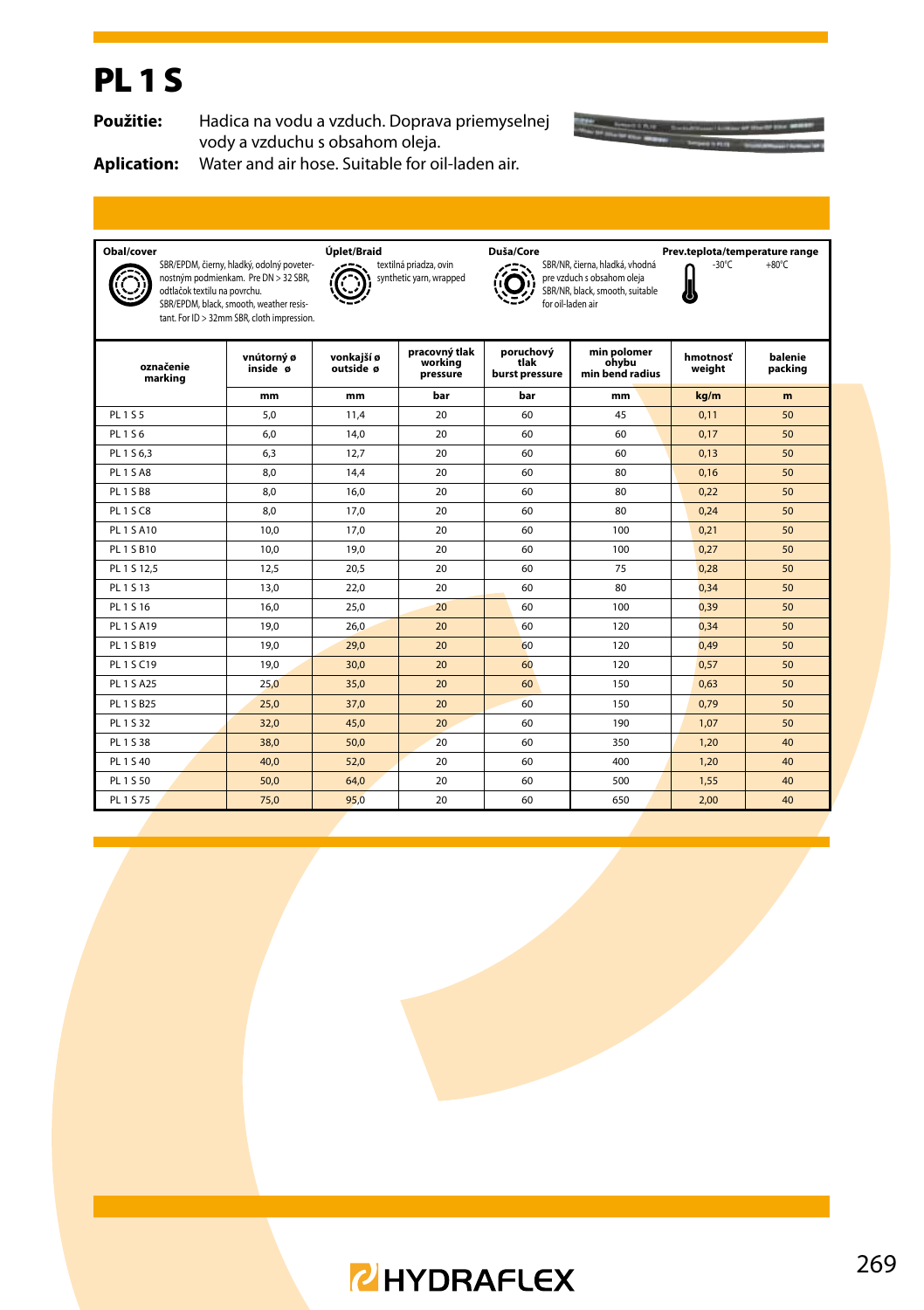# PL 1 S

**Použitie:** Hadica na vodu a vzduch. Doprava priemyselnej vody a vzduchu s obsahom oleja.

**Aplication:** Water and air hose. Suitable for oil-laden air.

| Obal/cover | Úplet/Braid | Duša/Core | Prev.teplota/temperature range |
|---|---|---|---|
| SBR/EPDM, čierny, hladký, odolný poveternostným podmienkam. Pre DN > 32 SBR, odtlačok textilu na povrchu. SBR/EPDM, black, smooth, weather resistant. For ID > 32mm SBR, cloth impression. | textilná priadza, ovin synthetic yarn, wrapped | SBR/NR, čierna, hladká, vhodná pre vzduch s obsahom oleja SBR/NR, black, smooth, suitable for oil-laden air | -30°C +80°C |

| označenie marking | vnútorný ø inside ø | vonkajší ø outside ø | pracovný tlak working pressure | poruchový tlak burst pressure | min polomer ohybu min bend radius | hmotnosť weight | balenie packing |
|---|---|---|---|---|---|---|---|
| | mm | mm | bar | bar | mm | kg/m | m |
| PL 1 S 5 | 5,0 | 11,4 | 20 | 60 | 45 | 0,11 | 50 |
| PL 1 S 6 | 6,0 | 14,0 | 20 | 60 | 60 | 0,17 | 50 |
| PL 1 S 6,3 | 6,3 | 12,7 | 20 | 60 | 60 | 0,13 | 50 |
| PL 1 S A8 | 8,0 | 14,4 | 20 | 60 | 80 | 0,16 | 50 |
| PL 1 S B8 | 8,0 | 16,0 | 20 | 60 | 80 | 0,22 | 50 |
| PL 1 S C8 | 8,0 | 17,0 | 20 | 60 | 80 | 0,24 | 50 |
| PL 1 S A10 | 10,0 | 17,0 | 20 | 60 | 100 | 0,21 | 50 |
| PL 1 S B10 | 10,0 | 19,0 | 20 | 60 | 100 | 0,27 | 50 |
| PL 1 S 12,5 | 12,5 | 20,5 | 20 | 60 | 75 | 0,28 | 50 |
| PL 1 S 13 | 13,0 | 22,0 | 20 | 60 | 80 | 0,34 | 50 |
| PL 1 S 16 | 16,0 | 25,0 | 20 | 60 | 100 | 0,39 | 50 |
| PL 1 S A19 | 19,0 | 26,0 | 20 | 60 | 120 | 0,34 | 50 |
| PL 1 S B19 | 19,0 | 29,0 | 20 | 60 | 120 | 0,49 | 50 |
| PL 1 S C19 | 19,0 | 30,0 | 20 | 60 | 120 | 0,57 | 50 |
| PL 1 S A25 | 25,0 | 35,0 | 20 | 60 | 150 | 0,63 | 50 |
| PL 1 S B25 | 25,0 | 37,0 | 20 | 60 | 150 | 0,79 | 50 |
| PL 1 S 32 | 32,0 | 45,0 | 20 | 60 | 190 | 1,07 | 50 |
| PL 1 S 38 | 38,0 | 50,0 | 20 | 60 | 350 | 1,20 | 40 |
| PL 1 S 40 | 40,0 | 52,0 | 20 | 60 | 400 | 1,20 | 40 |
| PL 1 S 50 | 50,0 | 64,0 | 20 | 60 | 500 | 1,55 | 40 |
| PL 1 S 75 | 75,0 | 95,0 | 20 | 60 | 650 | 2,00 | 40 |

HYDRAFLEX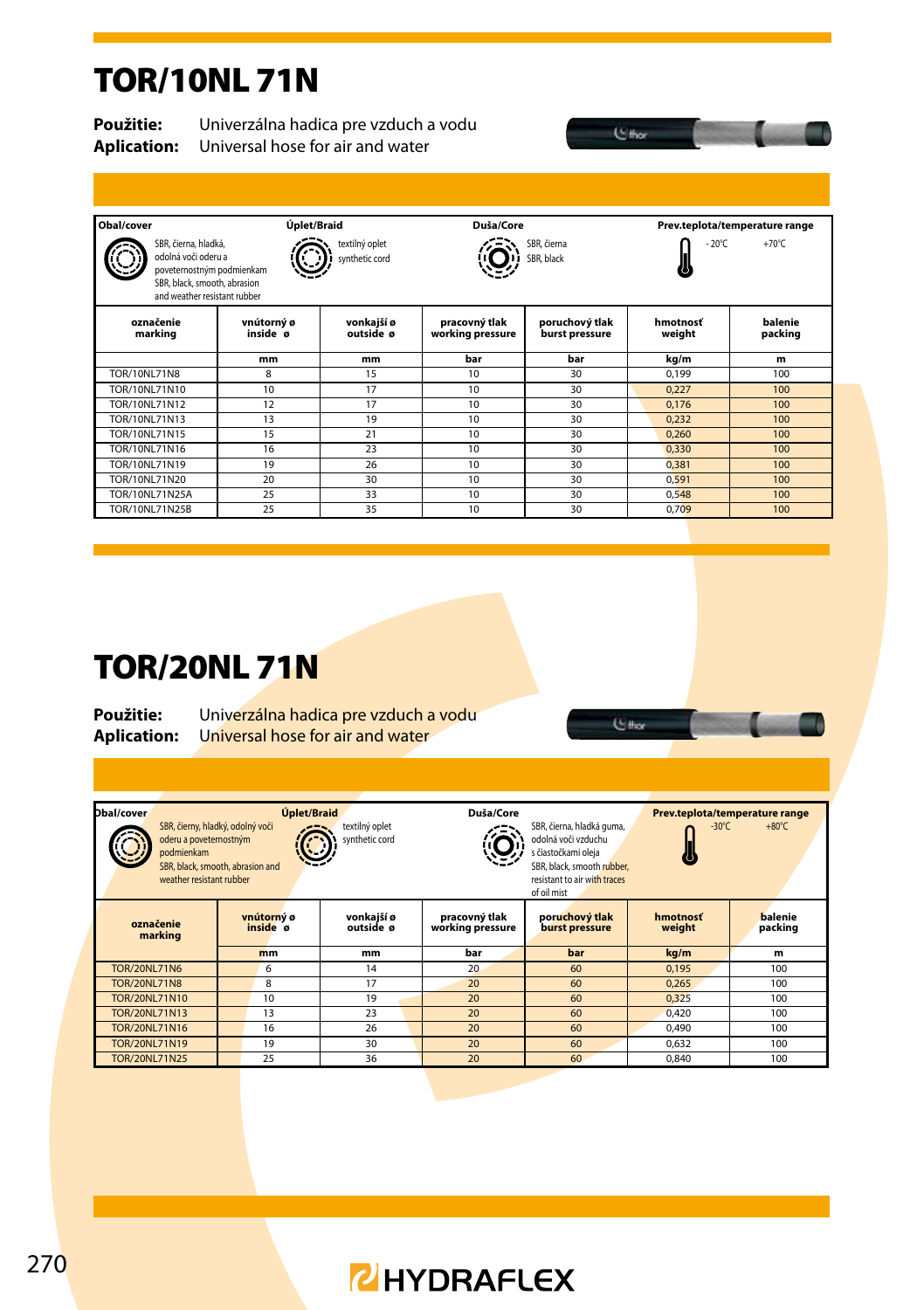# TOR/10NL 71N

**Použitie:** Univerzálna hadica pre vzduch a vodu
**Aplication:** Universal hose for air and water

| Obal/cover | Úplet/Braid | Duša/Core | Prev.teplota/temperature range |
|---|---|---|---|
| SBR, čierna, hladká, odolná voči oderu a poveternostným podmienkam<br>SBR, black, smooth, abrasion and weather resistant rubber | textilný oplet<br>synthetic cord | SBR, čierna<br>SBR, black | - 20°C … +70°C |

| označenie marking | vnútorný ø inside ø | vonkajší ø outside ø | pracovný tlak working pressure | poruchový tlak burst pressure | hmotnosť weight | balenie packing |
|---|---|---|---|---|---|---|
| | mm | mm | bar | bar | kg/m | m |
| TOR/10NL71N8 | 8 | 15 | 10 | 30 | 0,199 | 100 |
| TOR/10NL71N10 | 10 | 17 | 10 | 30 | 0,227 | 100 |
| TOR/10NL71N12 | 12 | 17 | 10 | 30 | 0,176 | 100 |
| TOR/10NL71N13 | 13 | 19 | 10 | 30 | 0,232 | 100 |
| TOR/10NL71N15 | 15 | 21 | 10 | 30 | 0,260 | 100 |
| TOR/10NL71N16 | 16 | 23 | 10 | 30 | 0,330 | 100 |
| TOR/10NL71N19 | 19 | 26 | 10 | 30 | 0,381 | 100 |
| TOR/10NL71N20 | 20 | 30 | 10 | 30 | 0,591 | 100 |
| TOR/10NL71N25A | 25 | 33 | 10 | 30 | 0,548 | 100 |
| TOR/10NL71N25B | 25 | 35 | 10 | 30 | 0,709 | 100 |

# TOR/20NL 71N

**Použitie:** Univerzálna hadica pre vzduch a vodu
**Aplication:** Universal hose for air and water

| Obal/cover | Úplet/Braid | Duša/Core | Prev.teplota/temperature range |
|---|---|---|---|
| SBR, čierny, hladký, odolný voči oderu a poveternostným podmienkam<br>SBR, black, smooth, abrasion and weather resistant rubber | textilný oplet<br>synthetic cord | SBR, čierna, hladká guma, odolná voči vzduchu s čiastočkami oleja<br>SBR, black, smooth rubber, resistant to air with traces of oil mist | -30°C … +80°C |

| označenie marking | vnútorný ø inside ø | vonkajší ø outside ø | pracovný tlak working pressure | poruchový tlak burst pressure | hmotnosť weight | balenie packing |
|---|---|---|---|---|---|---|
| | mm | mm | bar | bar | kg/m | m |
| TOR/20NL71N6 | 6 | 14 | 20 | 60 | 0,195 | 100 |
| TOR/20NL71N8 | 8 | 17 | 20 | 60 | 0,265 | 100 |
| TOR/20NL71N10 | 10 | 19 | 20 | 60 | 0,325 | 100 |
| TOR/20NL71N13 | 13 | 23 | 20 | 60 | 0,420 | 100 |
| TOR/20NL71N16 | 16 | 26 | 20 | 60 | 0,490 | 100 |
| TOR/20NL71N19 | 19 | 30 | 20 | 60 | 0,632 | 100 |
| TOR/20NL71N25 | 25 | 36 | 20 | 60 | 0,840 | 100 |

HYDRAFLEX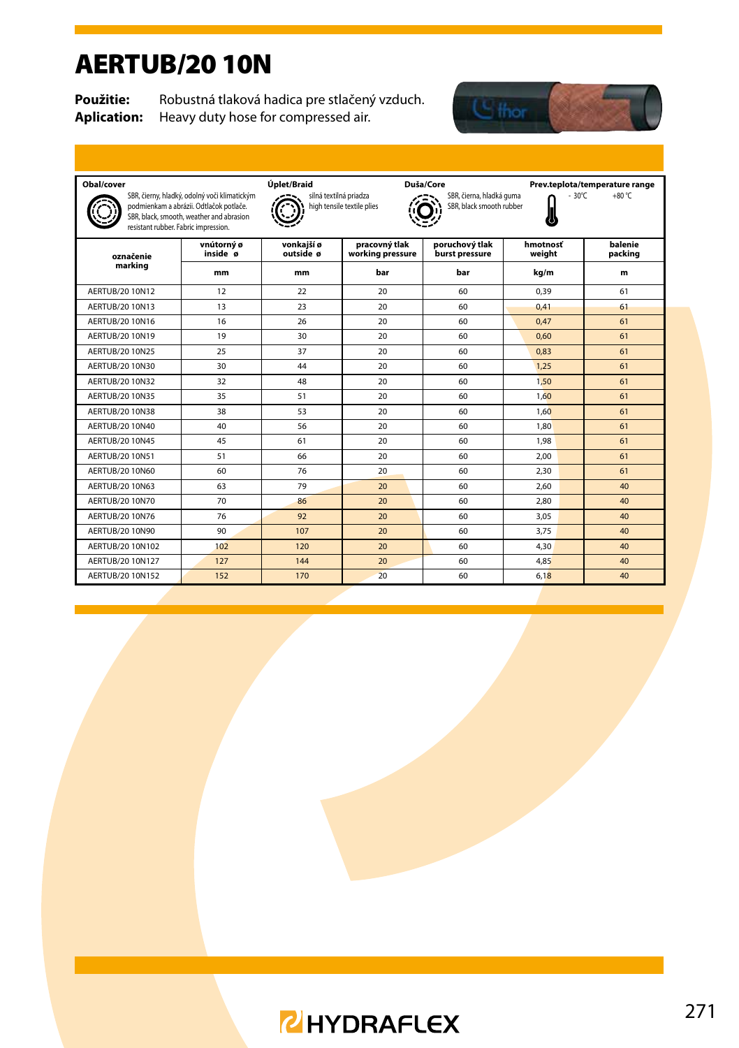# AERTUB/20 10N

**Použitie:** Robustná tlaková hadica pre stlačený vzduch.
**Aplication:** Heavy duty hose for compressed air.

**Obal/cover**
SBR, čierny, hladký, odolný voči klimatickým podmienkam a abrázii. Odtlačok potlače.
SBR, black, smooth, weather and abrasion resistant rubber. Fabric impression.

**Úplet/Braid**
silná textilná priadza
high tensile textile plies

**Duša/Core**
SBR, čierna, hladká guma
SBR, black smooth rubber

**Prev.teplota/temperature range**
-30°C +80°C

| označenie marking | vnútorný ø inside ø | vonkajší ø outside ø | pracovný tlak working pressure | poruchový tlak burst pressure | hmotnosť weight | balenie packing |
|---|---|---|---|---|---|---|
| | mm | mm | bar | bar | kg/m | m |
| AERTUB/20 10N12 | 12 | 22 | 20 | 60 | 0,39 | 61 |
| AERTUB/20 10N13 | 13 | 23 | 20 | 60 | 0,41 | 61 |
| AERTUB/20 10N16 | 16 | 26 | 20 | 60 | 0,47 | 61 |
| AERTUB/20 10N19 | 19 | 30 | 20 | 60 | 0,60 | 61 |
| AERTUB/20 10N25 | 25 | 37 | 20 | 60 | 0,83 | 61 |
| AERTUB/20 10N30 | 30 | 44 | 20 | 60 | 1,25 | 61 |
| AERTUB/20 10N32 | 32 | 48 | 20 | 60 | 1,50 | 61 |
| AERTUB/20 10N35 | 35 | 51 | 20 | 60 | 1,60 | 61 |
| AERTUB/20 10N38 | 38 | 53 | 20 | 60 | 1,60 | 61 |
| AERTUB/20 10N40 | 40 | 56 | 20 | 60 | 1,80 | 61 |
| AERTUB/20 10N45 | 45 | 61 | 20 | 60 | 1,98 | 61 |
| AERTUB/20 10N51 | 51 | 66 | 20 | 60 | 2,00 | 61 |
| AERTUB/20 10N60 | 60 | 76 | 20 | 60 | 2,30 | 61 |
| AERTUB/20 10N63 | 63 | 79 | 20 | 60 | 2,60 | 40 |
| AERTUB/20 10N70 | 70 | 86 | 20 | 60 | 2,80 | 40 |
| AERTUB/20 10N76 | 76 | 92 | 20 | 60 | 3,05 | 40 |
| AERTUB/20 10N90 | 90 | 107 | 20 | 60 | 3,75 | 40 |
| AERTUB/20 10N102 | 102 | 120 | 20 | 60 | 4,30 | 40 |
| AERTUB/20 10N127 | 127 | 144 | 20 | 60 | 4,85 | 40 |
| AERTUB/20 10N152 | 152 | 170 | 20 | 60 | 6,18 | 40 |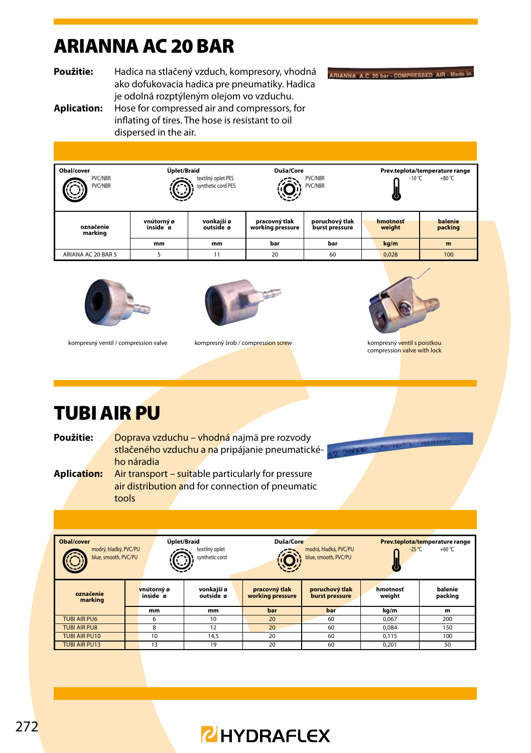# ARIANNA AC 20 BAR

**Použitie:** Hadica na stlačený vzduch, kompresory, vhodná ako dofukovacia hadica pre pneumatiky. Hadica je odolná rozptýleným olejom vo vzduchu.

**Aplication:** Hose for compressed air and compressors, for inflating of tires. The hose is resistant to oil dispersed in the air.

ARIANNA A.C. 20 bar - COMPRESSED AIR - Made in

| Obal/cover | Úplet/Braid | Duša/Core | Prev.teplota/temperature range |
|---|---|---|---|
| PVC/NBR PVC/NBR | textilný oplet PES synthetic cord PES | PVC/NBR PVC/NBR | -10 °C +80 °C |

| označenie marking | vnútorný ø inside ø | vonkajší ø outside ø | pracovný tlak working pressure | poruchový tlak burst pressure | hmotnosť weight | balenie packing |
|---|---|---|---|---|---|---|
| | mm | mm | bar | bar | kg/m | m |
| ARIANA AC 20 BAR 5 | 5 | 11 | 20 | 60 | 0,028 | 100 |

kompresný ventil / compression valve

kompresný šrob / compression screw

kompresný ventil s poistkou compression valve with lock

# TUBI AIR PU

**Použitie:** Doprava vzduchu – vhodná najmä pre rozvody stlačeného vzduchu a na pripájanie pneumatického náradia

**Aplication:** Air transport – suitable particularly for pressure air distribution and for connection of pneumatic tools

| Obal/cover | Úplet/Braid | Duša/Core | Prev.teplota/temperature range |
|---|---|---|---|
| modrý, hladký, PVC/PU blue, smooth, PVC/PU | textilný oplet synthetic cord | modrá, hladká, PVC/PU blue, smooth, PVC/PU | -25 °C +60 °C |

| označenie marking | vnútorný ø inside ø | vonkajší ø outside ø | pracovný tlak working pressure | poruchový tlak burst pressure | hmotnosť weight | balenie packing |
|---|---|---|---|---|---|---|
| | mm | mm | bar | bar | kg/m | m |
| TUBI AIR PU6 | 6 | 10 | 20 | 60 | 0,067 | 200 |
| TUBI AIR PU8 | 8 | 12 | 20 | 60 | 0,084 | 150 |
| TUBI AIR PU10 | 10 | 14,5 | 20 | 60 | 0,115 | 100 |
| TUBI AIR PU13 | 13 | 19 | 20 | 60 | 0,201 | 50 |

HYDRAFLEX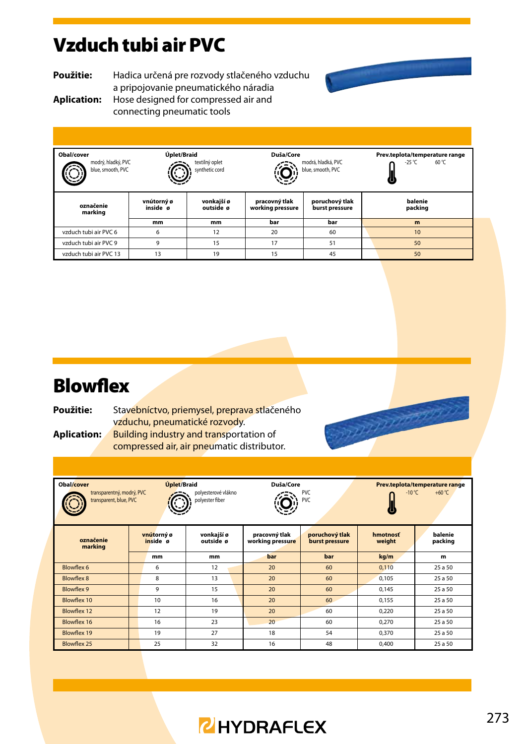# Vzduch tubi air PVC

**Použitie:** Hadica určená pre rozvody stlačeného vzduchu a pripojovanie pneumatického náradia

**Aplication:** Hose designed for compressed air and connecting pneumatic tools

| Obal/cover | Úplet/Braid | Duša/Core | Prev.teplota/temperature range |
|---|---|---|---|
| modrý, hladký, PVC<br>blue, smooth, PVC | textilný oplet<br>synthetic cord | modrá, hladká, PVC<br>blue, smooth, PVC | -25 °C 60 °C |

| označenie<br>marking | vnútorný ø<br>inside ø | vonkajší ø<br>outside ø | pracovný tlak<br>working pressure | poruchový tlak<br>burst pressure | balenie<br>packing |
|---|---|---|---|---|---|
| | mm | mm | bar | bar | m |
| vzduch tubi air PVC 6 | 6 | 12 | 20 | 60 | 10 |
| vzduch tubi air PVC 9 | 9 | 15 | 17 | 51 | 50 |
| vzduch tubi air PVC 13 | 13 | 19 | 15 | 45 | 50 |

# Blowflex

**Použitie:** Stavebníctvo, priemysel, preprava stlačeného vzduchu, pneumatické rozvody.

**Aplication:** Building industry and transportation of compressed air, air pneumatic distributor.

| Obal/cover | Úplet/Braid | Duša/Core | Prev.teplota/temperature range |
|---|---|---|---|
| transparentný, modrý, PVC<br>transparent, blue, PVC | polyesterové vlákno<br>polyester fiber | PVC<br>PVC | -10 °C +60 °C |

| označenie<br>marking | vnútorný ø<br>inside ø | vonkajší ø<br>outside ø | pracovný tlak<br>working pressure | poruchový tlak<br>burst pressure | hmotnosť<br>weight | balenie<br>packing |
|---|---|---|---|---|---|---|
| | mm | mm | bar | bar | kg/m | m |
| Blowflex 6 | 6 | 12 | 20 | 60 | 0,110 | 25 a 50 |
| Blowflex 8 | 8 | 13 | 20 | 60 | 0,105 | 25 a 50 |
| Blowflex 9 | 9 | 15 | 20 | 60 | 0,145 | 25 a 50 |
| Blowflex 10 | 10 | 16 | 20 | 60 | 0,155 | 25 a 50 |
| Blowflex 12 | 12 | 19 | 20 | 60 | 0,220 | 25 a 50 |
| Blowflex 16 | 16 | 23 | 20 | 60 | 0,270 | 25 a 50 |
| Blowflex 19 | 19 | 27 | 18 | 54 | 0,370 | 25 a 50 |
| Blowflex 25 | 25 | 32 | 16 | 48 | 0,400 | 25 a 50 |

HYDRAFLEX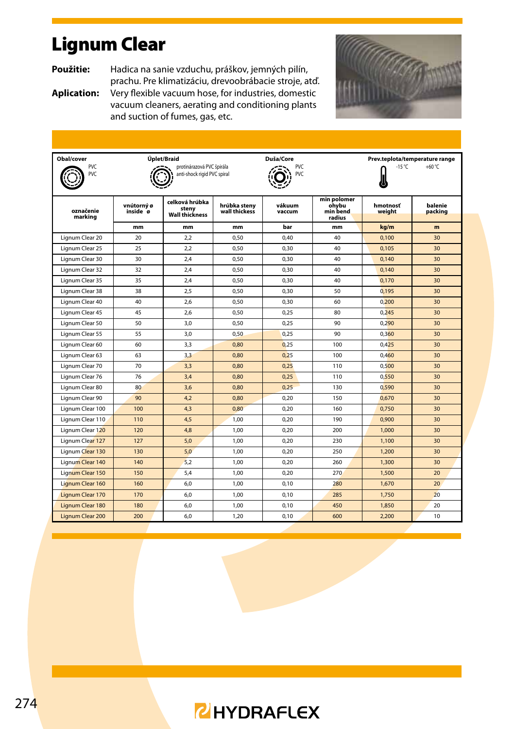# Lignum Clear

**Použitie:** Hadica na sanie vzduchu, práškov, jemných pilín, prachu. Pre klimatizáciu, drevoobrábacie stroje, atď.

**Aplication:** Very flexible vacuum hose, for industries, domestic vacuum cleaners, aerating and conditioning plants and suction of fumes, gas, etc.

**Obal/cover:** PVC, PVC

**Úplet/Braid:** protinárazová PVC špirála / anti-shock rigid PVC spiral

**Duša/Core:** PVC, PVC

**Prev.teplota/temperature range:** -15 °C +60 °C

| označenie marking | vnútorný ø inside ø | celková hrúbka steny Wall thickness | hrúbka steny wall thickess | vákuum vaccum | min polomer ohybu min bend radius | hmotnosť weight | balenie packing |
|---|---|---|---|---|---|---|---|
| | mm | mm | mm | bar | mm | kg/m | m |
| Lignum Clear 20 | 20 | 2,2 | 0,50 | 0,40 | 40 | 0,100 | 30 |
| Lignum Clear 25 | 25 | 2,2 | 0,50 | 0,30 | 40 | 0,105 | 30 |
| Lignum Clear 30 | 30 | 2,4 | 0,50 | 0,30 | 40 | 0,140 | 30 |
| Lignum Clear 32 | 32 | 2,4 | 0,50 | 0,30 | 40 | 0,140 | 30 |
| Lignum Clear 35 | 35 | 2,4 | 0,50 | 0,30 | 40 | 0,170 | 30 |
| Lignum Clear 38 | 38 | 2,5 | 0,50 | 0,30 | 50 | 0,195 | 30 |
| Lignum Clear 40 | 40 | 2,6 | 0,50 | 0,30 | 60 | 0,200 | 30 |
| Lignum Clear 45 | 45 | 2,6 | 0,50 | 0,25 | 80 | 0,245 | 30 |
| Lignum Clear 50 | 50 | 3,0 | 0,50 | 0,25 | 90 | 0,290 | 30 |
| Lignum Clear 55 | 55 | 3,0 | 0,50 | 0,25 | 90 | 0,360 | 30 |
| Lignum Clear 60 | 60 | 3,3 | 0,80 | 0,25 | 100 | 0,425 | 30 |
| Lignum Clear 63 | 63 | 3,3 | 0,80 | 0,25 | 100 | 0,460 | 30 |
| Lignum Clear 70 | 70 | 3,3 | 0,80 | 0,25 | 110 | 0,500 | 30 |
| Lignum Clear 76 | 76 | 3,4 | 0,80 | 0,25 | 110 | 0,550 | 30 |
| Lignum Clear 80 | 80 | 3,6 | 0,80 | 0,25 | 130 | 0,590 | 30 |
| Lignum Clear 90 | 90 | 4,2 | 0,80 | 0,20 | 150 | 0,670 | 30 |
| Lignum Clear 100 | 100 | 4,3 | 0,80 | 0,20 | 160 | 0,750 | 30 |
| Lignum Clear 110 | 110 | 4,5 | 1,00 | 0,20 | 190 | 0,900 | 30 |
| Lignum Clear 120 | 120 | 4,8 | 1,00 | 0,20 | 200 | 1,000 | 30 |
| Lignum Clear 127 | 127 | 5,0 | 1,00 | 0,20 | 230 | 1,100 | 30 |
| Lignum Clear 130 | 130 | 5,0 | 1,00 | 0,20 | 250 | 1,200 | 30 |
| Lignum Clear 140 | 140 | 5,2 | 1,00 | 0,20 | 260 | 1,300 | 30 |
| Lignum Clear 150 | 150 | 5,4 | 1,00 | 0,20 | 270 | 1,500 | 20 |
| Lignum Clear 160 | 160 | 6,0 | 1,00 | 0,10 | 280 | 1,670 | 20 |
| Lignum Clear 170 | 170 | 6,0 | 1,00 | 0,10 | 285 | 1,750 | 20 |
| Lignum Clear 180 | 180 | 6,0 | 1,00 | 0,10 | 450 | 1,850 | 20 |
| Lignum Clear 200 | 200 | 6,0 | 1,20 | 0,10 | 600 | 2,200 | 10 |

HYDRAFLEX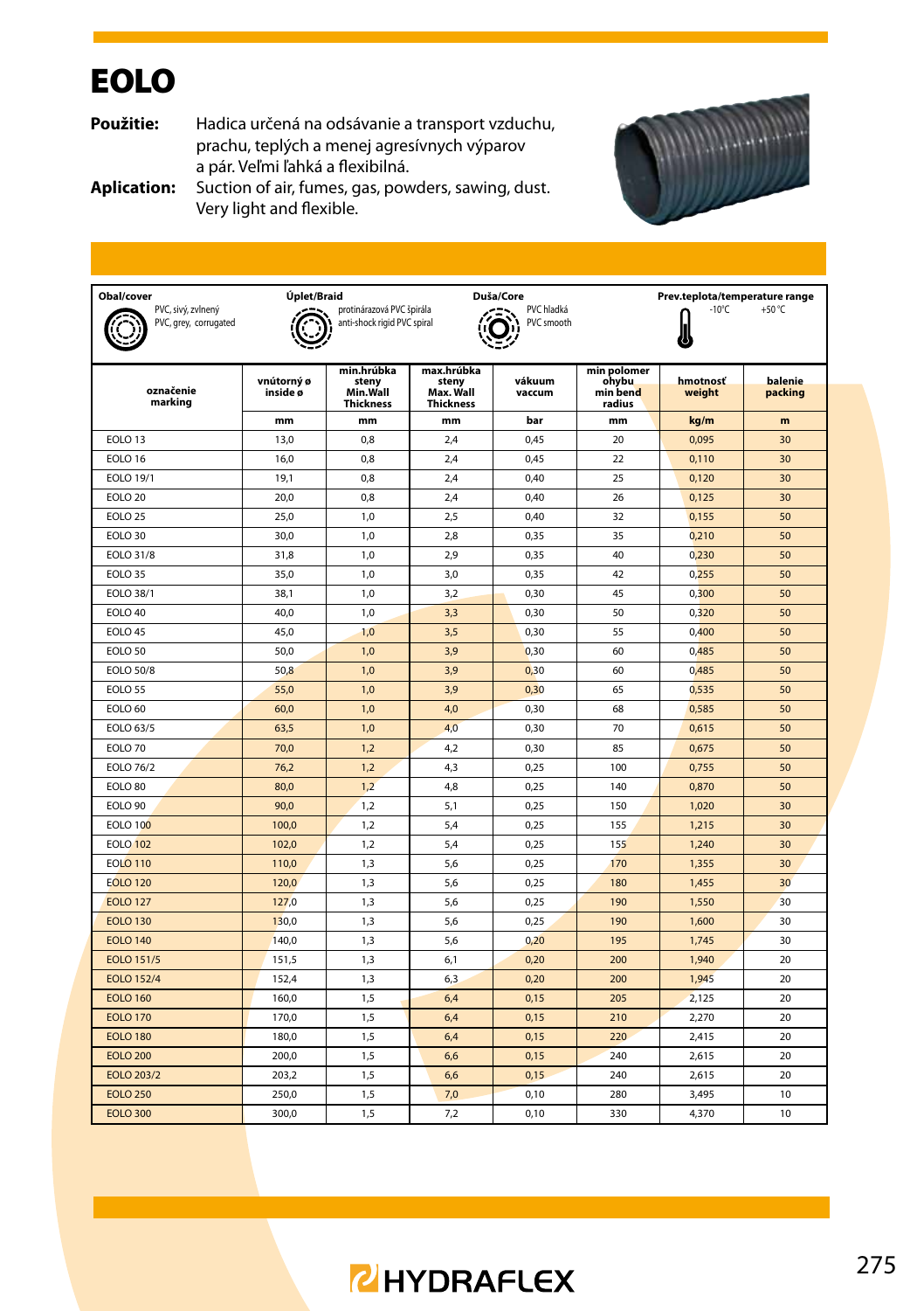# EOLO

**Použitie:** Hadica určená na odsávanie a transport vzduchu, prachu, teplých a menej agresívnych výparov a pár. Veľmi ľahká a flexibilná.

**Aplication:** Suction of air, fumes, gas, powders, sawing, dust. Very light and flexible.

| Obal/cover | Úplet/Braid | Duša/Core | Prev.teplota/temperature range |
|---|---|---|---|
| PVC, sivý, zvlnený<br>PVC, grey, corrugated | protinárazová PVC špirála<br>anti-shock rigid PVC spiral | PVC hladká<br>PVC smooth | -10°C +50 °C |

| označenie marking | vnútorný ø inside ø | min.hrúbka steny Min.Wall Thickness | max.hrúbka steny Max. Wall Thickness | vákuum vaccum | min polomer ohybu min bend radius | hmotnosť weight | balenie packing |
|---|---|---|---|---|---|---|---|
| | mm | mm | mm | bar | mm | kg/m | m |
| EOLO 13 | 13,0 | 0,8 | 2,4 | 0,45 | 20 | 0,095 | 30 |
| EOLO 16 | 16,0 | 0,8 | 2,4 | 0,45 | 22 | 0,110 | 30 |
| EOLO 19/1 | 19,1 | 0,8 | 2,4 | 0,40 | 25 | 0,120 | 30 |
| EOLO 20 | 20,0 | 0,8 | 2,4 | 0,40 | 26 | 0,125 | 30 |
| EOLO 25 | 25,0 | 1,0 | 2,5 | 0,40 | 32 | 0,155 | 50 |
| EOLO 30 | 30,0 | 1,0 | 2,8 | 0,35 | 35 | 0,210 | 50 |
| EOLO 31/8 | 31,8 | 1,0 | 2,9 | 0,35 | 40 | 0,230 | 50 |
| EOLO 35 | 35,0 | 1,0 | 3,0 | 0,35 | 42 | 0,255 | 50 |
| EOLO 38/1 | 38,1 | 1,0 | 3,2 | 0,30 | 45 | 0,300 | 50 |
| EOLO 40 | 40,0 | 1,0 | 3,3 | 0,30 | 50 | 0,320 | 50 |
| EOLO 45 | 45,0 | 1,0 | 3,5 | 0,30 | 55 | 0,400 | 50 |
| EOLO 50 | 50,0 | 1,0 | 3,9 | 0,30 | 60 | 0,485 | 50 |
| EOLO 50/8 | 50,8 | 1,0 | 3,9 | 0,30 | 60 | 0,485 | 50 |
| EOLO 55 | 55,0 | 1,0 | 3,9 | 0,30 | 65 | 0,535 | 50 |
| EOLO 60 | 60,0 | 1,0 | 4,0 | 0,30 | 68 | 0,585 | 50 |
| EOLO 63/5 | 63,5 | 1,0 | 4,0 | 0,30 | 70 | 0,615 | 50 |
| EOLO 70 | 70,0 | 1,2 | 4,2 | 0,30 | 85 | 0,675 | 50 |
| EOLO 76/2 | 76,2 | 1,2 | 4,3 | 0,25 | 100 | 0,755 | 50 |
| EOLO 80 | 80,0 | 1,2 | 4,8 | 0,25 | 140 | 0,870 | 50 |
| EOLO 90 | 90,0 | 1,2 | 5,1 | 0,25 | 150 | 1,020 | 30 |
| EOLO 100 | 100,0 | 1,2 | 5,4 | 0,25 | 155 | 1,215 | 30 |
| EOLO 102 | 102,0 | 1,2 | 5,4 | 0,25 | 155 | 1,240 | 30 |
| EOLO 110 | 110,0 | 1,3 | 5,6 | 0,25 | 170 | 1,355 | 30 |
| EOLO 120 | 120,0 | 1,3 | 5,6 | 0,25 | 180 | 1,455 | 30 |
| EOLO 127 | 127,0 | 1,3 | 5,6 | 0,25 | 190 | 1,550 | 30 |
| EOLO 130 | 130,0 | 1,3 | 5,6 | 0,25 | 190 | 1,600 | 30 |
| EOLO 140 | 140,0 | 1,3 | 5,6 | 0,20 | 195 | 1,745 | 30 |
| EOLO 151/5 | 151,5 | 1,3 | 6,1 | 0,20 | 200 | 1,940 | 20 |
| EOLO 152/4 | 152,4 | 1,3 | 6,3 | 0,20 | 200 | 1,945 | 20 |
| EOLO 160 | 160,0 | 1,5 | 6,4 | 0,15 | 205 | 2,125 | 20 |
| EOLO 170 | 170,0 | 1,5 | 6,4 | 0,15 | 210 | 2,270 | 20 |
| EOLO 180 | 180,0 | 1,5 | 6,4 | 0,15 | 220 | 2,415 | 20 |
| EOLO 200 | 200,0 | 1,5 | 6,6 | 0,15 | 240 | 2,615 | 20 |
| EOLO 203/2 | 203,2 | 1,5 | 6,6 | 0,15 | 240 | 2,615 | 20 |
| EOLO 250 | 250,0 | 1,5 | 7,0 | 0,10 | 280 | 3,495 | 10 |
| EOLO 300 | 300,0 | 1,5 | 7,2 | 0,10 | 330 | 4,370 | 10 |

HYDRAFLEX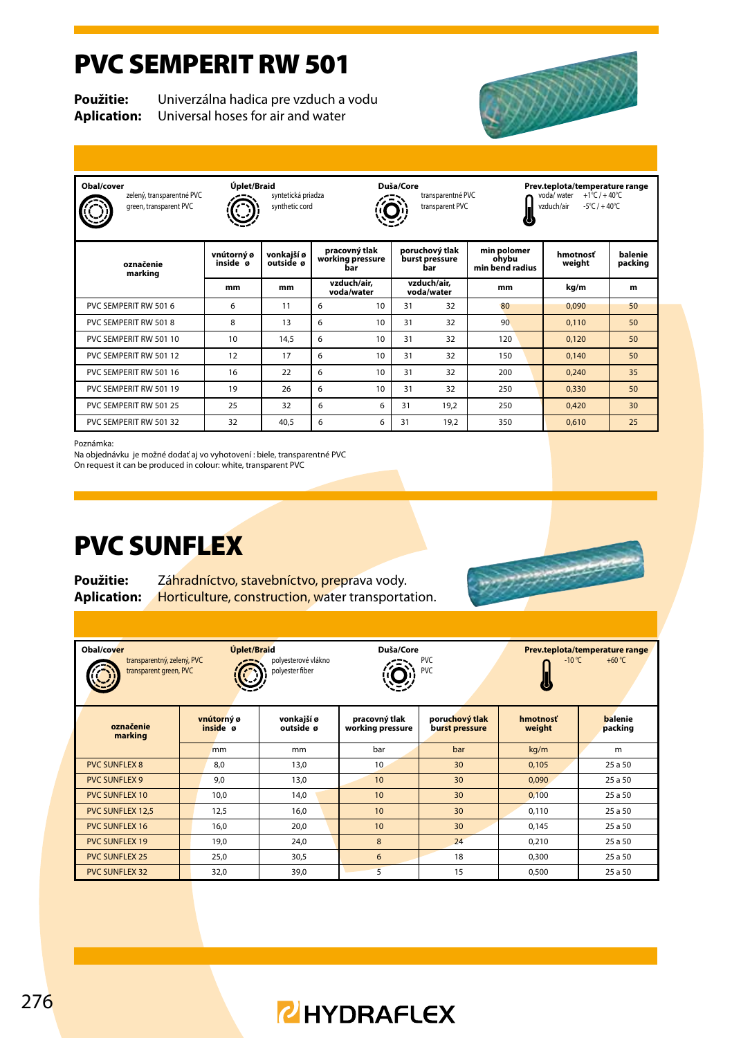# PVC SEMPERIT RW 501

**Použitie:** Univerzálna hadica pre vzduch a vodu
**Aplication:** Universal hoses for air and water

| Obal/cover | Úplet/Braid | Duša/Core | Prev.teplota/temperature range |
|---|---|---|---|
| zelený, transparentné PVC / green, transparent PVC | syntetická priadza / synthetic cord | transparentné PVC / transparent PVC | voda/ water +1°C / + 40°C; vzduch/air -5°C / + 40°C |

| označenie marking | vnútorný ø inside ø | vonkajší ø outside ø | pracovný tlak working pressure bar | | poruchový tlak burst pressure bar | | min polomer ohybu min bend radius | hmotnosť weight | balenie packing |
|---|---|---|---|---|---|---|---|---|---|
| | mm | mm | vzduch/air, voda/water | | vzduch/air, voda/water | | mm | kg/m | m |
| PVC SEMPERIT RW 501 6 | 6 | 11 | 6 | 10 | 31 | 32 | 80 | 0,090 | 50 |
| PVC SEMPERIT RW 501 8 | 8 | 13 | 6 | 10 | 31 | 32 | 90 | 0,110 | 50 |
| PVC SEMPERIT RW 501 10 | 10 | 14,5 | 6 | 10 | 31 | 32 | 120 | 0,120 | 50 |
| PVC SEMPERIT RW 501 12 | 12 | 17 | 6 | 10 | 31 | 32 | 150 | 0,140 | 50 |
| PVC SEMPERIT RW 501 16 | 16 | 22 | 6 | 10 | 31 | 32 | 200 | 0,240 | 35 |
| PVC SEMPERIT RW 501 19 | 19 | 26 | 6 | 10 | 31 | 32 | 250 | 0,330 | 50 |
| PVC SEMPERIT RW 501 25 | 25 | 32 | 6 | 6 | 31 | 19,2 | 250 | 0,420 | 30 |
| PVC SEMPERIT RW 501 32 | 32 | 40,5 | 6 | 6 | 31 | 19,2 | 350 | 0,610 | 25 |

Poznámka:
Na objednávku je možné dodať aj vo vyhotovení : biele, transparentné PVC
On request it can be produced in colour: white, transparent PVC

# PVC SUNFLEX

**Použitie:** Záhradníctvo, stavebníctvo, preprava vody.
**Aplication:** Horticulture, construction, water transportation.

| Obal/cover | Úplet/Braid | Duša/Core | Prev.teplota/temperature range |
|---|---|---|---|
| transparentný, zelený, PVC / transparent green, PVC | polyesterové vlákno / polyester fiber | PVC / PVC | -10 °C +60 °C |

| označenie marking | vnútorný ø inside ø | vonkajší ø outside ø | pracovný tlak working pressure | poruchový tlak burst pressure | hmotnosť weight | balenie packing |
|---|---|---|---|---|---|---|
| | mm | mm | bar | bar | kg/m | m |
| PVC SUNFLEX 8 | 8,0 | 13,0 | 10 | 30 | 0,105 | 25 a 50 |
| PVC SUNFLEX 9 | 9,0 | 13,0 | 10 | 30 | 0,090 | 25 a 50 |
| PVC SUNFLEX 10 | 10,0 | 14,0 | 10 | 30 | 0,100 | 25 a 50 |
| PVC SUNFLEX 12,5 | 12,5 | 16,0 | 10 | 30 | 0,110 | 25 a 50 |
| PVC SUNFLEX 16 | 16,0 | 20,0 | 10 | 30 | 0,145 | 25 a 50 |
| PVC SUNFLEX 19 | 19,0 | 24,0 | 8 | 24 | 0,210 | 25 a 50 |
| PVC SUNFLEX 25 | 25,0 | 30,5 | 6 | 18 | 0,300 | 25 a 50 |
| PVC SUNFLEX 32 | 32,0 | 39,0 | 5 | 15 | 0,500 | 25 a 50 |

HYDRAFLEX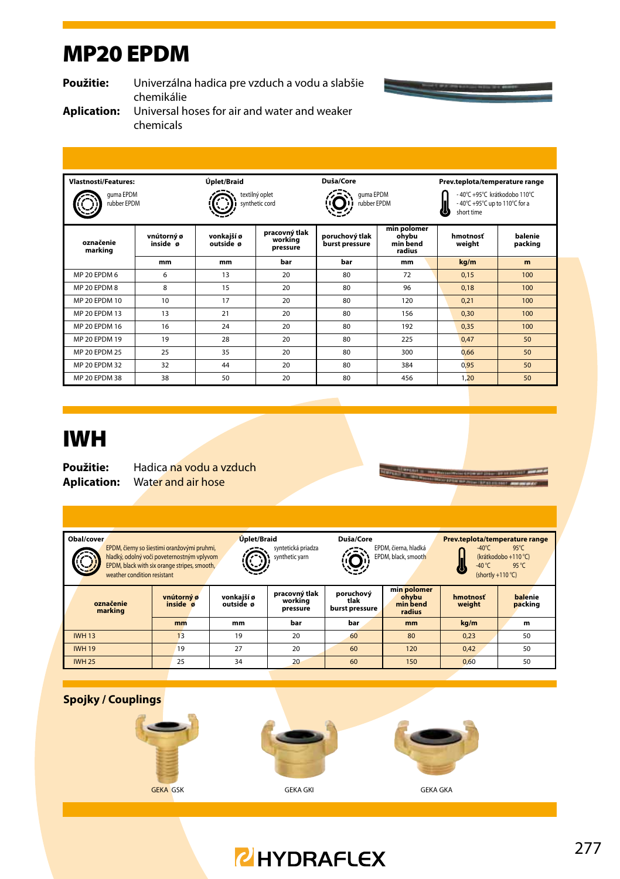# MP20 EPDM

**Použitie:** Univerzálna hadica pre vzduch a vodu a slabšie chemikálie

**Aplication:** Universal hoses for air and water and weaker chemicals

| Vlastnosti/Features: | Úplet/Braid | Duša/Core | Prev.teplota/temperature range |
|---|---|---|---|
| guma EPDM rubber EPDM | textilný oplet synthetic cord | guma EPDM rubber EPDM | - 40°C +95°C krátkodobo 110°C - 40°C +95°C up to 110°C for a short time |

| označenie marking | vnútorný ø inside ø | vonkajší ø outside ø | pracovný tlak working pressure | poruchový tlak burst pressure | min polomer ohybu min bend radius | hmotnosť weight | balenie packing |
|---|---|---|---|---|---|---|---|
| | mm | mm | bar | bar | mm | kg/m | m |
| MP 20 EPDM 6 | 6 | 13 | 20 | 80 | 72 | 0,15 | 100 |
| MP 20 EPDM 8 | 8 | 15 | 20 | 80 | 96 | 0,18 | 100 |
| MP 20 EPDM 10 | 10 | 17 | 20 | 80 | 120 | 0,21 | 100 |
| MP 20 EPDM 13 | 13 | 21 | 20 | 80 | 156 | 0,30 | 100 |
| MP 20 EPDM 16 | 16 | 24 | 20 | 80 | 192 | 0,35 | 100 |
| MP 20 EPDM 19 | 19 | 28 | 20 | 80 | 225 | 0,47 | 50 |
| MP 20 EPDM 25 | 25 | 35 | 20 | 80 | 300 | 0,66 | 50 |
| MP 20 EPDM 32 | 32 | 44 | 20 | 80 | 384 | 0,95 | 50 |
| MP 20 EPDM 38 | 38 | 50 | 20 | 80 | 456 | 1,20 | 50 |

# IWH

**Použitie:** Hadica na vodu a vzduch

**Aplication:** Water and air hose

| Obal/cover | Úplet/Braid | Duša/Core | Prev.teplota/temperature range |
|---|---|---|---|
| EPDM, čierny so šiestimi oranžovými pruhmi, hladký, odolný voči poveternostným vplyvom EPDM, black with six orange stripes, smooth, weather condition resistant | syntetická priadza synthetic yarn | EPDM, čierna, hladká EPDM, black, smooth | -40°C 95°C (krátkodobo +110 °C) -40 °C 95 °C (shortly +110 °C) |

| označenie marking | vnútorný ø inside ø | vonkajší ø outside ø | pracovný tlak working pressure | poruchový tlak burst pressure | min polomer ohybu min bend radius | hmotnosť weight | balenie packing |
|---|---|---|---|---|---|---|---|
| | mm | mm | bar | bar | mm | kg/m | m |
| IWH 13 | 13 | 19 | 20 | 60 | 80 | 0,23 | 50 |
| IWH 19 | 19 | 27 | 20 | 60 | 120 | 0,42 | 50 |
| IWH 25 | 25 | 34 | 20 | 60 | 150 | 0,60 | 50 |

## Spojky / Couplings

GEKA GSK

GEKA GKI

GEKA GKA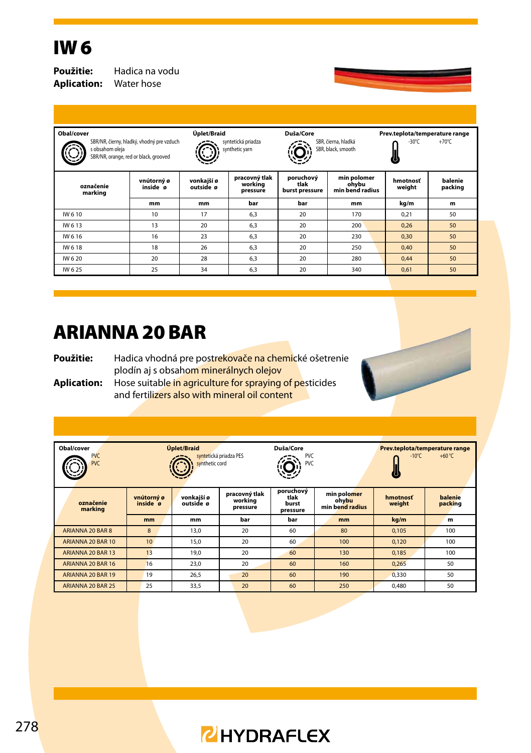# IW 6

**Použitie:** Hadica na vodu
**Aplication:** Water hose

| Obal/cover | Úplet/Braid | Duša/Core | Prev.teplota/temperature range |
|---|---|---|---|
| SBR/NR, čierny, hladký, vhodný pre vzduch s obsahom oleja<br>SBR/NR, orange, red or black, grooved | syntetická priadza<br>synthetic yarn | SBR, čierna, hladká<br>SBR, black, smooth | -30°C +70°C |

| označenie<br>marking | vnútorný ø<br>inside ø | vonkajší ø<br>outside ø | pracovný tlak<br>working pressure | poruchový tlak<br>burst pressure | min polomer ohybu<br>min bend radius | hmotnosť<br>weight | balenie<br>packing |
|---|---|---|---|---|---|---|---|
| | mm | mm | bar | bar | mm | kg/m | m |
| IW 6 10 | 10 | 17 | 6,3 | 20 | 170 | 0,21 | 50 |
| IW 6 13 | 13 | 20 | 6,3 | 20 | 200 | 0,26 | 50 |
| IW 6 16 | 16 | 23 | 6,3 | 20 | 230 | 0,30 | 50 |
| IW 6 18 | 18 | 26 | 6,3 | 20 | 250 | 0,40 | 50 |
| IW 6 20 | 20 | 28 | 6,3 | 20 | 280 | 0,44 | 50 |
| IW 6 25 | 25 | 34 | 6,3 | 20 | 340 | 0,61 | 50 |

# ARIANNA 20 BAR

**Použitie:** Hadica vhodná pre postrekovače na chemické ošetrenie plodín aj s obsahom minerálnych olejov
**Aplication:** Hose suitable in agriculture for spraying of pesticides and fertilizers also with mineral oil content

| Obal/cover | Úplet/Braid | Duša/Core | Prev.teplota/temperature range |
|---|---|---|---|
| PVC<br>PVC | syntetická priadza PES<br>synthetic cord | PVC<br>PVC | -10°C +60°C |

| označenie<br>marking | vnútorný ø<br>inside ø | vonkajší ø<br>outside ø | pracovný tlak<br>working pressure | poruchový tlak<br>burst pressure | min polomer ohybu<br>min bend radius | hmotnosť<br>weight | balenie<br>packing |
|---|---|---|---|---|---|---|---|
| | mm | mm | bar | bar | mm | kg/m | m |
| ARIANNA 20 BAR 8 | 8 | 13,0 | 20 | 60 | 80 | 0,105 | 100 |
| ARIANNA 20 BAR 10 | 10 | 15,0 | 20 | 60 | 100 | 0,120 | 100 |
| ARIANNA 20 BAR 13 | 13 | 19,0 | 20 | 60 | 130 | 0,185 | 100 |
| ARIANNA 20 BAR 16 | 16 | 23,0 | 20 | 60 | 160 | 0,265 | 50 |
| ARIANNA 20 BAR 19 | 19 | 26,5 | 20 | 60 | 190 | 0,330 | 50 |
| ARIANNA 20 BAR 25 | 25 | 33,5 | 20 | 60 | 250 | 0,480 | 50 |

HYDRAFLEX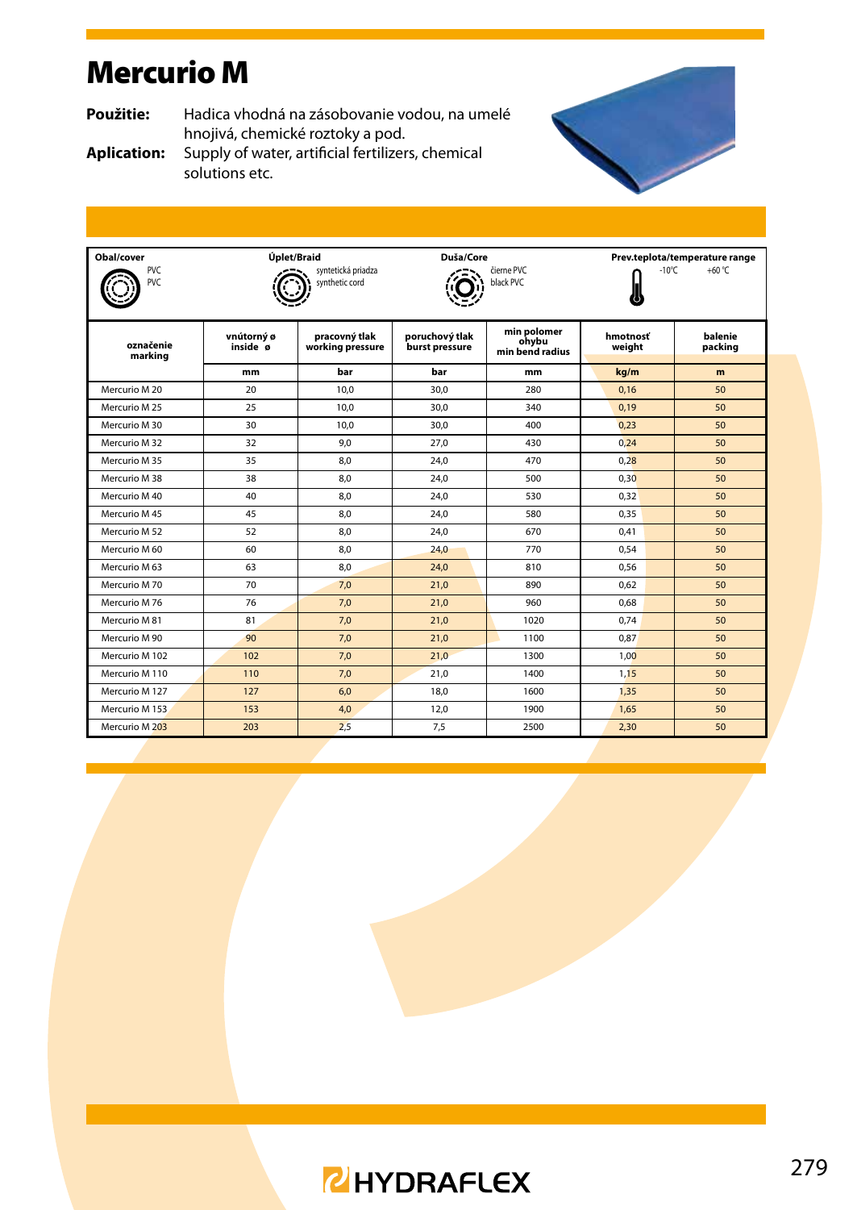# Mercurio M

**Použitie:** Hadica vhodná na zásobovanie vodou, na umelé hnojivá, chemické roztoky a pod.

**Aplication:** Supply of water, artificial fertilizers, chemical solutions etc.

| Obal/cover | Úplet/Braid | Duša/Core | Prev.teplota/temperature range |
|---|---|---|---|
| PVC / PVC | syntetická priadza / synthetic cord | čierne PVC / black PVC | -10°C  +60 °C |

| označenie marking | vnútorný ø inside ø | pracovný tlak working pressure | poruchový tlak burst pressure | min polomer ohybu min bend radius | hmotnosť weight | balenie packing |
|---|---|---|---|---|---|---|
| | mm | bar | bar | mm | kg/m | m |
| Mercurio M 20 | 20 | 10,0 | 30,0 | 280 | 0,16 | 50 |
| Mercurio M 25 | 25 | 10,0 | 30,0 | 340 | 0,19 | 50 |
| Mercurio M 30 | 30 | 10,0 | 30,0 | 400 | 0,23 | 50 |
| Mercurio M 32 | 32 | 9,0 | 27,0 | 430 | 0,24 | 50 |
| Mercurio M 35 | 35 | 8,0 | 24,0 | 470 | 0,28 | 50 |
| Mercurio M 38 | 38 | 8,0 | 24,0 | 500 | 0,30 | 50 |
| Mercurio M 40 | 40 | 8,0 | 24,0 | 530 | 0,32 | 50 |
| Mercurio M 45 | 45 | 8,0 | 24,0 | 580 | 0,35 | 50 |
| Mercurio M 52 | 52 | 8,0 | 24,0 | 670 | 0,41 | 50 |
| Mercurio M 60 | 60 | 8,0 | 24,0 | 770 | 0,54 | 50 |
| Mercurio M 63 | 63 | 8,0 | 24,0 | 810 | 0,56 | 50 |
| Mercurio M 70 | 70 | 7,0 | 21,0 | 890 | 0,62 | 50 |
| Mercurio M 76 | 76 | 7,0 | 21,0 | 960 | 0,68 | 50 |
| Mercurio M 81 | 81 | 7,0 | 21,0 | 1020 | 0,74 | 50 |
| Mercurio M 90 | 90 | 7,0 | 21,0 | 1100 | 0,87 | 50 |
| Mercurio M 102 | 102 | 7,0 | 21,0 | 1300 | 1,00 | 50 |
| Mercurio M 110 | 110 | 7,0 | 21,0 | 1400 | 1,15 | 50 |
| Mercurio M 127 | 127 | 6,0 | 18,0 | 1600 | 1,35 | 50 |
| Mercurio M 153 | 153 | 4,0 | 12,0 | 1900 | 1,65 | 50 |
| Mercurio M 203 | 203 | 2,5 | 7,5 | 2500 | 2,30 | 50 |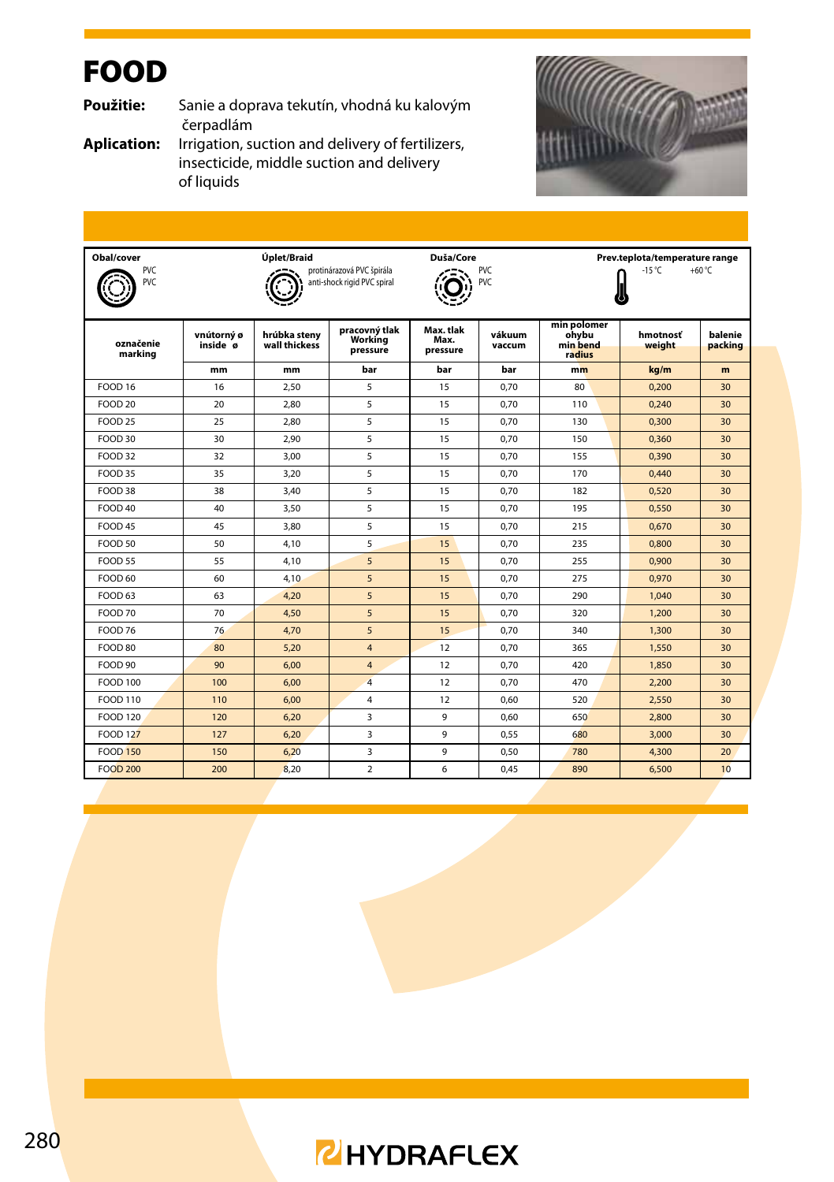# FOOD

**Použitie:** Sanie a doprava tekutín, vhodná ku kalovým čerpadlám

**Aplication:** Irrigation, suction and delivery of fertilizers, insecticide, middle suction and delivery of liquids

| Obal/cover | Úplet/Braid | Duša/Core | Prev.teplota/temperature range |
|---|---|---|---|
| PVC PVC | protinárazová PVC špirála anti-shock rigid PVC spiral | PVC PVC | -15 °C +60 °C |

| označenie marking | vnútorný ø inside ø | hrúbka steny wall thickess | pracovný tlak Working pressure | Max. tlak Max. pressure | vákuum vaccum | min polomer ohybu min bend radius | hmotnosť weight | balenie packing |
|---|---|---|---|---|---|---|---|---|
| | mm | mm | bar | bar | bar | mm | kg/m | m |
| FOOD 16 | 16 | 2,50 | 5 | 15 | 0,70 | 80 | 0,200 | 30 |
| FOOD 20 | 20 | 2,80 | 5 | 15 | 0,70 | 110 | 0,240 | 30 |
| FOOD 25 | 25 | 2,80 | 5 | 15 | 0,70 | 130 | 0,300 | 30 |
| FOOD 30 | 30 | 2,90 | 5 | 15 | 0,70 | 150 | 0,360 | 30 |
| FOOD 32 | 32 | 3,00 | 5 | 15 | 0,70 | 155 | 0,390 | 30 |
| FOOD 35 | 35 | 3,20 | 5 | 15 | 0,70 | 170 | 0,440 | 30 |
| FOOD 38 | 38 | 3,40 | 5 | 15 | 0,70 | 182 | 0,520 | 30 |
| FOOD 40 | 40 | 3,50 | 5 | 15 | 0,70 | 195 | 0,550 | 30 |
| FOOD 45 | 45 | 3,80 | 5 | 15 | 0,70 | 215 | 0,670 | 30 |
| FOOD 50 | 50 | 4,10 | 5 | 15 | 0,70 | 235 | 0,800 | 30 |
| FOOD 55 | 55 | 4,10 | 5 | 15 | 0,70 | 255 | 0,900 | 30 |
| FOOD 60 | 60 | 4,10 | 5 | 15 | 0,70 | 275 | 0,970 | 30 |
| FOOD 63 | 63 | 4,20 | 5 | 15 | 0,70 | 290 | 1,040 | 30 |
| FOOD 70 | 70 | 4,50 | 5 | 15 | 0,70 | 320 | 1,200 | 30 |
| FOOD 76 | 76 | 4,70 | 5 | 15 | 0,70 | 340 | 1,300 | 30 |
| FOOD 80 | 80 | 5,20 | 4 | 12 | 0,70 | 365 | 1,550 | 30 |
| FOOD 90 | 90 | 6,00 | 4 | 12 | 0,70 | 420 | 1,850 | 30 |
| FOOD 100 | 100 | 6,00 | 4 | 12 | 0,70 | 470 | 2,200 | 30 |
| FOOD 110 | 110 | 6,00 | 4 | 12 | 0,60 | 520 | 2,550 | 30 |
| FOOD 120 | 120 | 6,20 | 3 | 9 | 0,60 | 650 | 2,800 | 30 |
| FOOD 127 | 127 | 6,20 | 3 | 9 | 0,55 | 680 | 3,000 | 30 |
| FOOD 150 | 150 | 6,20 | 3 | 9 | 0,50 | 780 | 4,300 | 20 |
| FOOD 200 | 200 | 8,20 | 2 | 6 | 0,45 | 890 | 6,500 | 10 |

HYDRAFLEX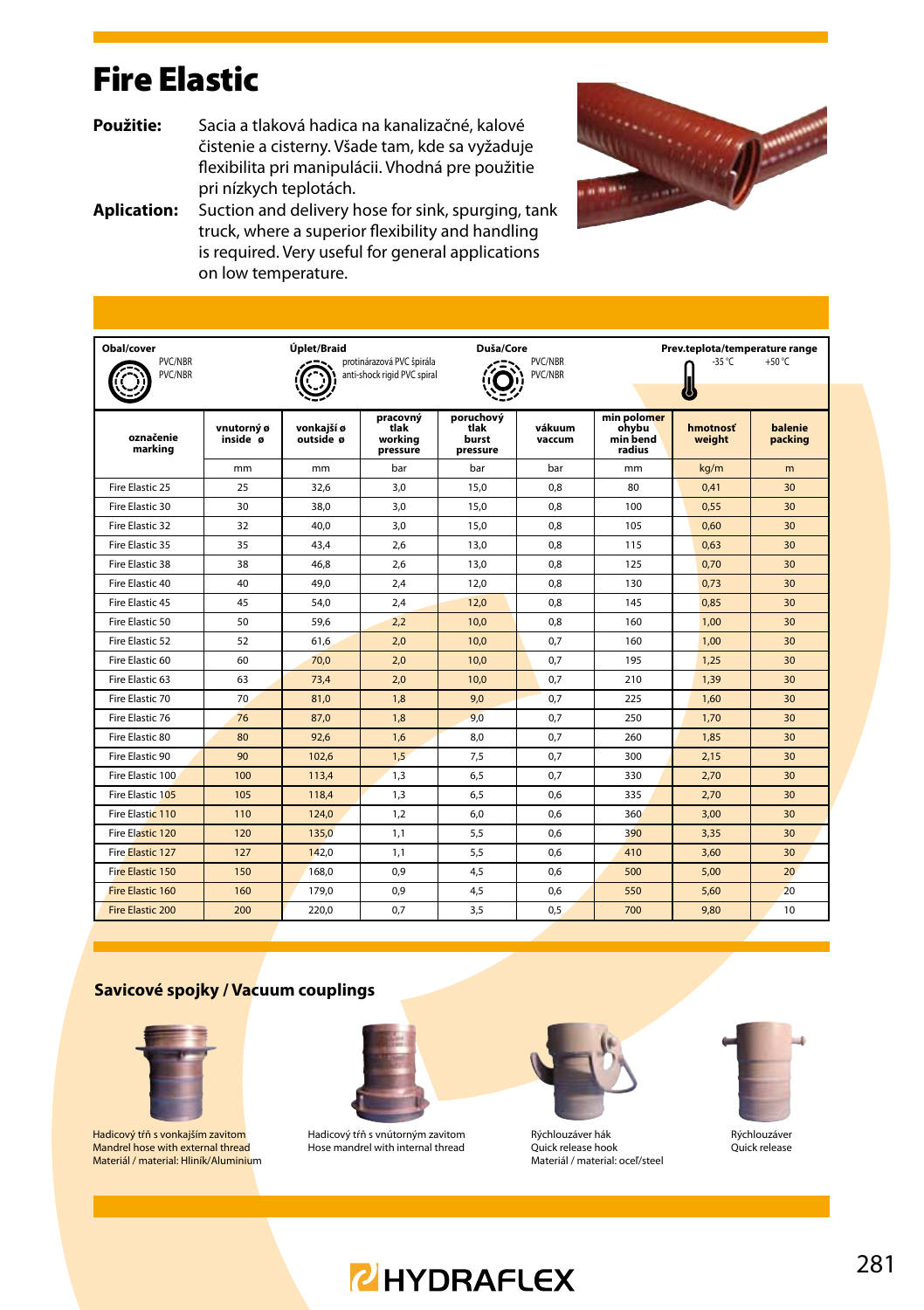# Fire Elastic

**Použitie:** Sacia a tlaková hadica na kanalizačné, kalové čistenie a cisterny. Všade tam, kde sa vyžaduje flexibilita pri manipulácii. Vhodná pre použitie pri nízkych teplotách.

**Aplication:** Suction and delivery hose for sink, spurging, tank truck, where a superior flexibility and handling is required. Very useful for general applications on low temperature.

| Obal/cover | Úplet/Braid | Duša/Core | Prev.teplota/temperature range |
|---|---|---|---|
| PVC/NBR PVC/NBR | protinárazová PVC špirála anti-shock rigid PVC spiral | PVC/NBR PVC/NBR | -35 °C +50 °C |

| označenie marking | vnutorný ø inside ø | vonkajší ø outside ø | pracovný tlak working pressure | poruchový tlak burst pressure | vákuum vaccum | min polomer ohybu min bend radius | hmotnosť weight | balenie packing |
|---|---|---|---|---|---|---|---|---|
| | mm | mm | bar | bar | bar | mm | kg/m | m |
| Fire Elastic 25 | 25 | 32,6 | 3,0 | 15,0 | 0,8 | 80 | 0,41 | 30 |
| Fire Elastic 30 | 30 | 38,0 | 3,0 | 15,0 | 0,8 | 100 | 0,55 | 30 |
| Fire Elastic 32 | 32 | 40,0 | 3,0 | 15,0 | 0,8 | 105 | 0,60 | 30 |
| Fire Elastic 35 | 35 | 43,4 | 2,6 | 13,0 | 0,8 | 115 | 0,63 | 30 |
| Fire Elastic 38 | 38 | 46,8 | 2,6 | 13,0 | 0,8 | 125 | 0,70 | 30 |
| Fire Elastic 40 | 40 | 49,0 | 2,4 | 12,0 | 0,8 | 130 | 0,73 | 30 |
| Fire Elastic 45 | 45 | 54,0 | 2,4 | 12,0 | 0,8 | 145 | 0,85 | 30 |
| Fire Elastic 50 | 50 | 59,6 | 2,2 | 10,0 | 0,8 | 160 | 1,00 | 30 |
| Fire Elastic 52 | 52 | 61,6 | 2,0 | 10,0 | 0,7 | 160 | 1,00 | 30 |
| Fire Elastic 60 | 60 | 70,0 | 2,0 | 10,0 | 0,7 | 195 | 1,25 | 30 |
| Fire Elastic 63 | 63 | 73,4 | 2,0 | 10,0 | 0,7 | 210 | 1,39 | 30 |
| Fire Elastic 70 | 70 | 81,0 | 1,8 | 9,0 | 0,7 | 225 | 1,60 | 30 |
| Fire Elastic 76 | 76 | 87,0 | 1,8 | 9,0 | 0,7 | 250 | 1,70 | 30 |
| Fire Elastic 80 | 80 | 92,6 | 1,6 | 8,0 | 0,7 | 260 | 1,85 | 30 |
| Fire Elastic 90 | 90 | 102,6 | 1,5 | 7,5 | 0,7 | 300 | 2,15 | 30 |
| Fire Elastic 100 | 100 | 113,4 | 1,3 | 6,5 | 0,7 | 330 | 2,70 | 30 |
| Fire Elastic 105 | 105 | 118,4 | 1,3 | 6,5 | 0,6 | 335 | 2,70 | 30 |
| Fire Elastic 110 | 110 | 124,0 | 1,2 | 6,0 | 0,6 | 360 | 3,00 | 30 |
| Fire Elastic 120 | 120 | 135,0 | 1,1 | 5,5 | 0,6 | 390 | 3,35 | 30 |
| Fire Elastic 127 | 127 | 142,0 | 1,1 | 5,5 | 0,6 | 410 | 3,60 | 30 |
| Fire Elastic 150 | 150 | 168,0 | 0,9 | 4,5 | 0,6 | 500 | 5,00 | 20 |
| Fire Elastic 160 | 160 | 179,0 | 0,9 | 4,5 | 0,6 | 550 | 5,60 | 20 |
| Fire Elastic 200 | 200 | 220,0 | 0,7 | 3,5 | 0,5 | 700 | 9,80 | 10 |

## Savicové spojky / Vacuum couplings

Hadicový tŕň s vonkajším zavitom
Mandrel hose with external thread
Materiál / material: Hliník/Aluminium

Hadicový tŕň s vnútorným zavitom
Hose mandrel with internal thread

Rýchlouzáver hák
Quick release hook
Materiál / material: oceľ/steel

Rýchlouzáver
Quick release

HYDRAFLEX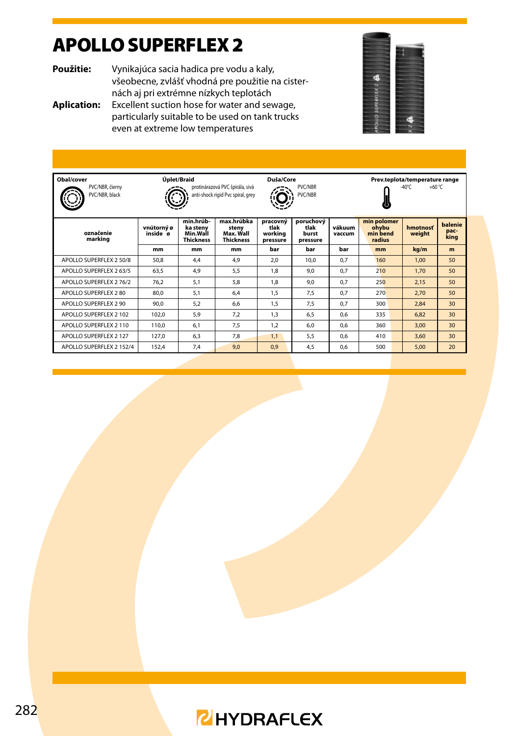# APOLLO SUPERFLEX 2

**Použitie:** Vynikajúca sacia hadica pre vodu a kaly, všeobecne, zvlášť vhodná pre použitie na cisternách aj pri extrémne nízkych teplotách

**Aplication:** Excellent suction hose for water and sewage, particularly suitable to be used on tank trucks even at extreme low temperatures

**Obal/cover**
PVC/NBR, čierny
PVC/NBR, black

**Úplet/Braid**
protinárazová PVC špirála, sivá
anti-shock rigid Pvc spiral, grey

**Duša/Core**
PVC/NBR
PVC/NBR

**Prev.teplota/temperature range**
-40°C +60 °C

| označenie marking | vnútorný ø inside ø | min.hrúbka steny Min.Wall Thickness | max.hrúbka steny Max. Wall Thickness | pracovný tlak working pressure | poruchový tlak burst pressure | vákuum vaccum | min polomer ohybu min bend radius | hmotnosť weight | balenie packing |
|---|---|---|---|---|---|---|---|---|---|
| | mm | mm | mm | bar | bar | bar | mm | kg/m | m |
| APOLLO SUPERFLEX 2 50/8 | 50,8 | 4,4 | 4,9 | 2,0 | 10,0 | 0,7 | 160 | 1,00 | 50 |
| APOLLO SUPERFLEX 2 63/5 | 63,5 | 4,9 | 5,5 | 1,8 | 9,0 | 0,7 | 210 | 1,70 | 50 |
| APOLLO SUPERFLEX 2 76/2 | 76,2 | 5,1 | 5,8 | 1,8 | 9,0 | 0,7 | 250 | 2,15 | 50 |
| APOLLO SUPERFLEX 2 80 | 80,0 | 5,1 | 6,4 | 1,5 | 7,5 | 0,7 | 270 | 2,70 | 50 |
| APOLLO SUPERFLEX 2 90 | 90,0 | 5,2 | 6,6 | 1,5 | 7,5 | 0,7 | 300 | 2,84 | 30 |
| APOLLO SUPERFLEX 2 102 | 102,0 | 5,9 | 7,2 | 1,3 | 6,5 | 0,6 | 335 | 6,82 | 30 |
| APOLLO SUPERFLEX 2 110 | 110,0 | 6,1 | 7,5 | 1,2 | 6,0 | 0,6 | 360 | 3,00 | 30 |
| APOLLO SUPERFLEX 2 127 | 127,0 | 6,3 | 7,8 | 1,1 | 5,5 | 0,6 | 410 | 3,60 | 30 |
| APOLLO SUPERFLEX 2 152/4 | 152,4 | 7,4 | 9,0 | 0,9 | 4,5 | 0,6 | 500 | 5,00 | 20 |

HYDRAFLEX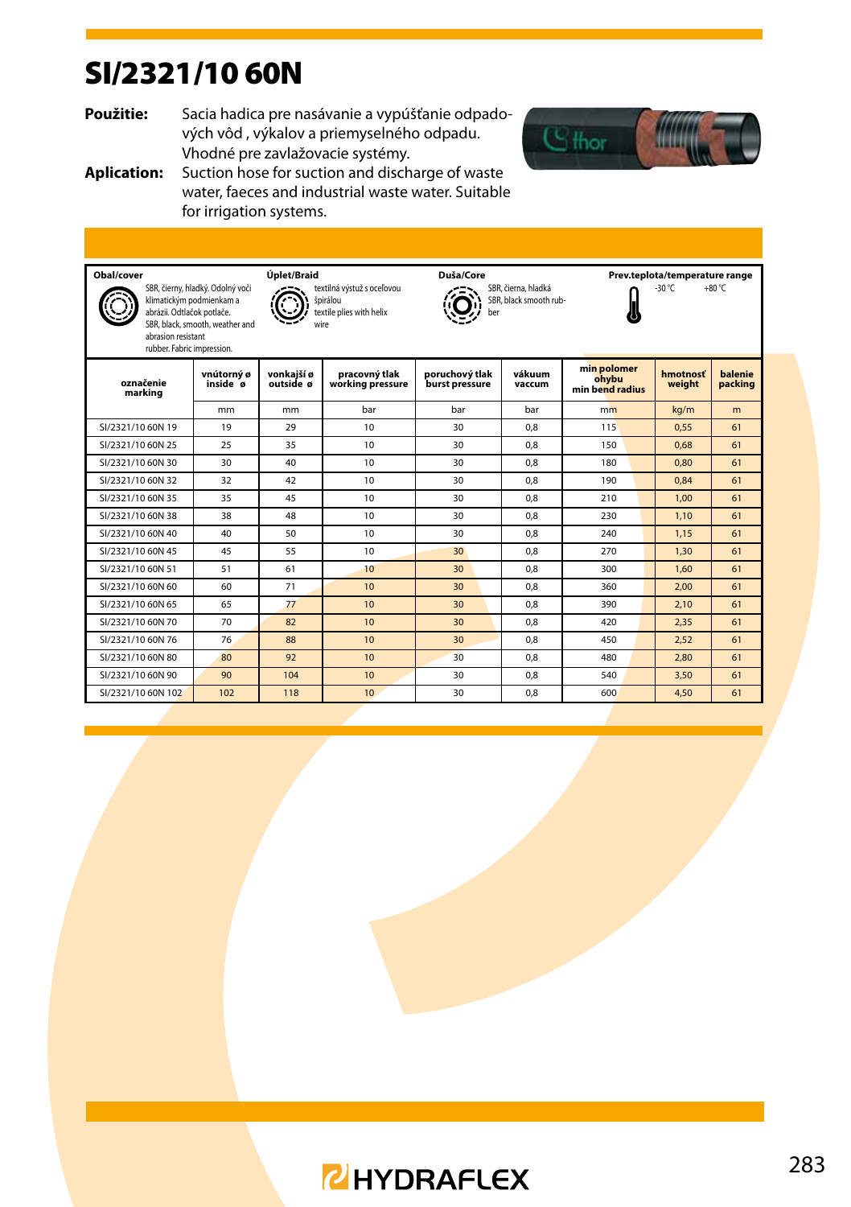# SI/2321/10 60N

**Použitie:** Sacia hadica pre nasávanie a vypúšťanie odpadových vôd , výkalov a priemyselného odpadu. Vhodné pre zavlažovacie systémy.

**Aplication:** Suction hose for suction and discharge of waste water, faeces and industrial waste water. Suitable for irrigation systems.

**Obal/cover**
SBR, čierny, hladký. Odolný voči klimatickým podmienkam a abrázii. Odtlačok potlače.
SBR, black, smooth, weather and abrasion resistant rubber. Fabric impression.

**Úplet/Braid**
textilná výstuž s oceľovou špirálou
textile plies with helix wire

**Duša/Core**
SBR, čierna, hladká
SBR, black smooth rubber

**Prev.teplota/temperature range**
-30 °C +80 °C

| označenie marking | vnútorný ø inside ø | vonkajší ø outside ø | pracovný tlak working pressure | poruchový tlak burst pressure | vákuum vaccum | min polomer ohybu min bend radius | hmotnosť weight | balenie packing |
|---|---|---|---|---|---|---|---|---|
| | mm | mm | bar | bar | bar | mm | kg/m | m |
| SI/2321/10 60N 19 | 19 | 29 | 10 | 30 | 0,8 | 115 | 0,55 | 61 |
| SI/2321/10 60N 25 | 25 | 35 | 10 | 30 | 0,8 | 150 | 0,68 | 61 |
| SI/2321/10 60N 30 | 30 | 40 | 10 | 30 | 0,8 | 180 | 0,80 | 61 |
| SI/2321/10 60N 32 | 32 | 42 | 10 | 30 | 0,8 | 190 | 0,84 | 61 |
| SI/2321/10 60N 35 | 35 | 45 | 10 | 30 | 0,8 | 210 | 1,00 | 61 |
| SI/2321/10 60N 38 | 38 | 48 | 10 | 30 | 0,8 | 230 | 1,10 | 61 |
| SI/2321/10 60N 40 | 40 | 50 | 10 | 30 | 0,8 | 240 | 1,15 | 61 |
| SI/2321/10 60N 45 | 45 | 55 | 10 | 30 | 0,8 | 270 | 1,30 | 61 |
| SI/2321/10 60N 51 | 51 | 61 | 10 | 30 | 0,8 | 300 | 1,60 | 61 |
| SI/2321/10 60N 60 | 60 | 71 | 10 | 30 | 0,8 | 360 | 2,00 | 61 |
| SI/2321/10 60N 65 | 65 | 77 | 10 | 30 | 0,8 | 390 | 2,10 | 61 |
| SI/2321/10 60N 70 | 70 | 82 | 10 | 30 | 0,8 | 420 | 2,35 | 61 |
| SI/2321/10 60N 76 | 76 | 88 | 10 | 30 | 0,8 | 450 | 2,52 | 61 |
| SI/2321/10 60N 80 | 80 | 92 | 10 | 30 | 0,8 | 480 | 2,80 | 61 |
| SI/2321/10 60N 90 | 90 | 104 | 10 | 30 | 0,8 | 540 | 3,50 | 61 |
| SI/2321/10 60N 102 | 102 | 118 | 10 | 30 | 0,8 | 600 | 4,50 | 61 |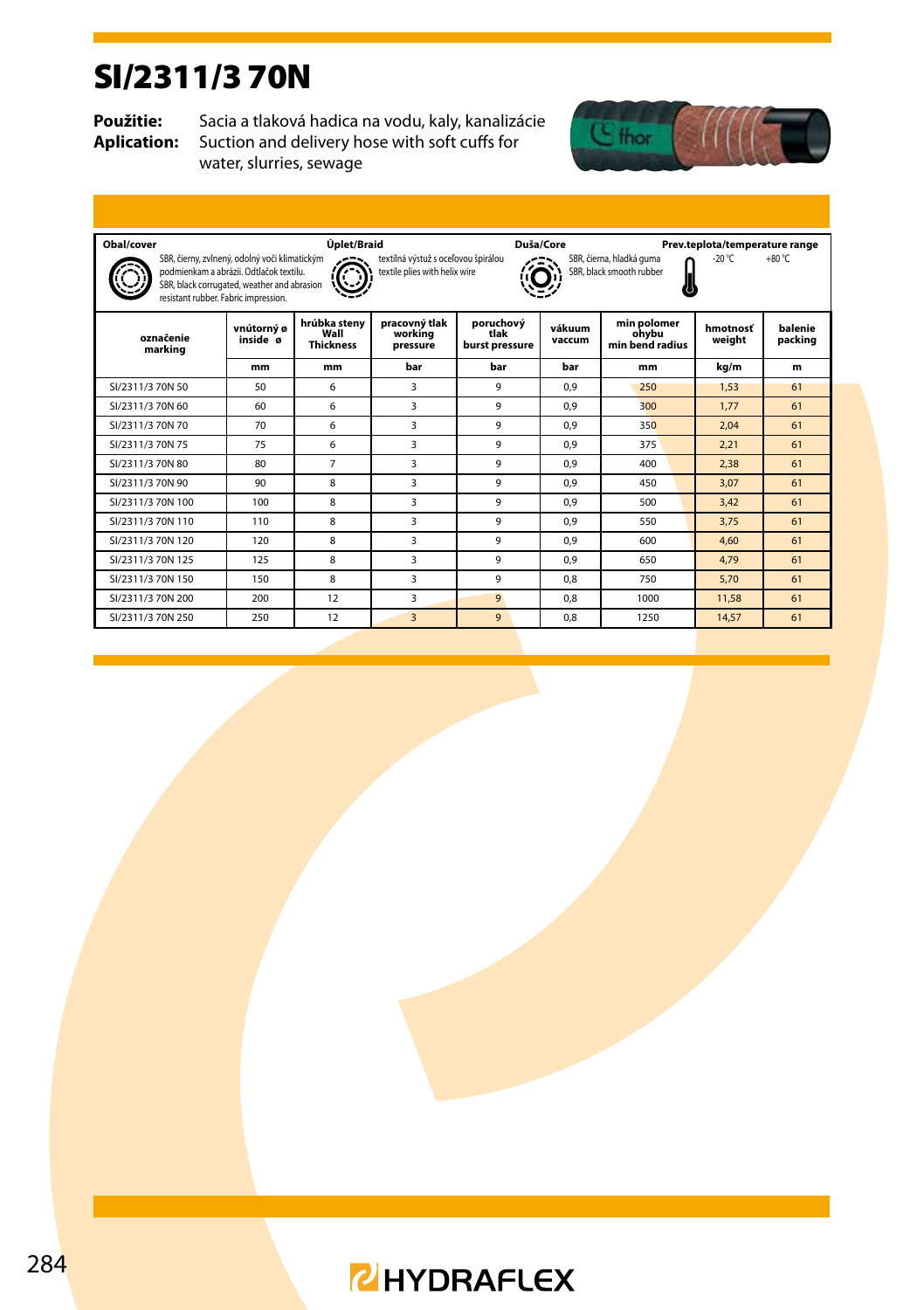# SI/2311/3 70N

**Použitie:** Sacia a tlaková hadica na vodu, kaly, kanalizácie
**Aplication:** Suction and delivery hose with soft cuffs for water, slurries, sewage

**Obal/cover**
SBR, čierny, zvlnený, odolný voči klimatickým podmienkam a abrázii. Odtlačok textilu.
SBR, black corrugated, weather and abrasion resistant rubber. Fabric impression.

**Úplet/Braid**
textilná výstuž s oceľovou špirálou
textile plies with helix wire

**Duša/Core**
SBR, čierna, hladká guma
SBR, black smooth rubber

**Prev.teplota/temperature range**
-20 °C +80 °C

| označenie marking | vnútorný ø inside ø | hrúbka steny Wall Thickness | pracovný tlak working pressure | poruchový tlak burst pressure | vákuum vaccum | min polomer ohybu min bend radius | hmotnosť weight | balenie packing |
|---|---|---|---|---|---|---|---|---|
| | mm | mm | bar | bar | bar | mm | kg/m | m |
| SI/2311/3 70N 50 | 50 | 6 | 3 | 9 | 0,9 | 250 | 1,53 | 61 |
| SI/2311/3 70N 60 | 60 | 6 | 3 | 9 | 0,9 | 300 | 1,77 | 61 |
| SI/2311/3 70N 70 | 70 | 6 | 3 | 9 | 0,9 | 350 | 2,04 | 61 |
| SI/2311/3 70N 75 | 75 | 6 | 3 | 9 | 0,9 | 375 | 2,21 | 61 |
| SI/2311/3 70N 80 | 80 | 7 | 3 | 9 | 0,9 | 400 | 2,38 | 61 |
| SI/2311/3 70N 90 | 90 | 8 | 3 | 9 | 0,9 | 450 | 3,07 | 61 |
| SI/2311/3 70N 100 | 100 | 8 | 3 | 9 | 0,9 | 500 | 3,42 | 61 |
| SI/2311/3 70N 110 | 110 | 8 | 3 | 9 | 0,9 | 550 | 3,75 | 61 |
| SI/2311/3 70N 120 | 120 | 8 | 3 | 9 | 0,9 | 600 | 4,60 | 61 |
| SI/2311/3 70N 125 | 125 | 8 | 3 | 9 | 0,9 | 650 | 4,79 | 61 |
| SI/2311/3 70N 150 | 150 | 8 | 3 | 9 | 0,8 | 750 | 5,70 | 61 |
| SI/2311/3 70N 200 | 200 | 12 | 3 | 9 | 0,8 | 1000 | 11,58 | 61 |
| SI/2311/3 70N 250 | 250 | 12 | 3 | 9 | 0,8 | 1250 | 14,57 | 61 |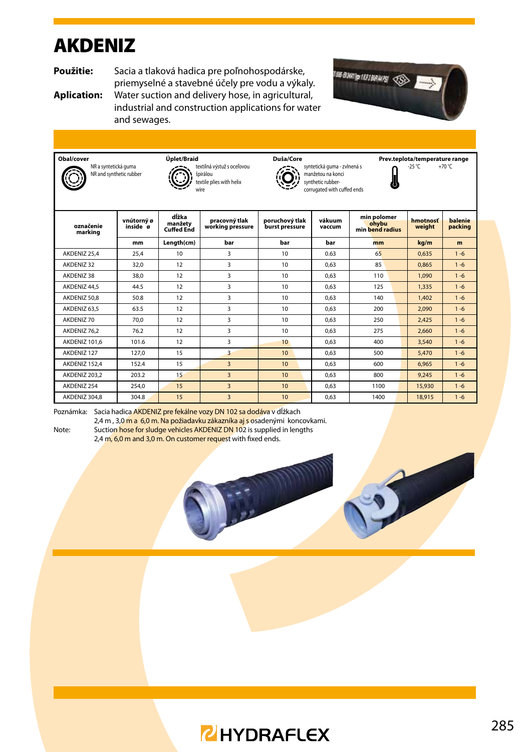# AKDENIZ

**Použitie:** Sacia a tlaková hadica pre poľnohospodárske, priemyselné a stavebné účely pre vodu a výkaly.

**Aplication:** Water suction and delivery hose, in agricultural, industrial and construction applications for water and sewages.

| Obal/cover | Úplet/Braid | Duša/Core | Prev.teplota/temperature range |
|---|---|---|---|
| NR a syntetická guma<br>NR and synthetic rubber | textilná výstuž s oceľovou špirálou<br>textile plies with helix wire | syntetická guma - zvlnená s manžetou na konci<br>synthetic rubber-corrugated with cuffed ends | -25 °C +70 °C |

| označenie marking | vnútorný ø inside ø | dĺžka manžety Cuffed End | pracovný tlak working pressure | poruchový tlak burst pressure | vákuum vaccum | min polomer ohybu min bend radius | hmotnosť weight | balenie packing |
|---|---|---|---|---|---|---|---|---|
| | mm | Length(cm) | bar | bar | bar | mm | kg/m | m |
| AKDENIZ 25,4 | 25,4 | 10 | 3 | 10 | 0.63 | 65 | 0,635 | 1 -6 |
| AKDENIZ 32 | 32,0 | 12 | 3 | 10 | 0,63 | 85 | 0,865 | 1 -6 |
| AKDENIZ 38 | 38,0 | 12 | 3 | 10 | 0,63 | 110 | 1,090 | 1 -6 |
| AKDENIZ 44,5 | 44.5 | 12 | 3 | 10 | 0,63 | 125 | 1,335 | 1 -6 |
| AKDENIZ 50,8 | 50.8 | 12 | 3 | 10 | 0,63 | 140 | 1,402 | 1 -6 |
| AKDENIZ 63,5 | 63.5 | 12 | 3 | 10 | 0,63 | 200 | 2,090 | 1 -6 |
| AKDENIZ 70 | 70,0 | 12 | 3 | 10 | 0,63 | 250 | 2,425 | 1 -6 |
| AKDENIZ 76,2 | 76.2 | 12 | 3 | 10 | 0,63 | 275 | 2,660 | 1 -6 |
| AKDENIZ 101,6 | 101.6 | 12 | 3 | 10 | 0,63 | 400 | 3,540 | 1 -6 |
| AKDENIZ 127 | 127,0 | 15 | 3 | 10 | 0,63 | 500 | 5,470 | 1 -6 |
| AKDENIZ 152,4 | 152.4 | 15 | 3 | 10 | 0,63 | 600 | 6,965 | 1 -6 |
| AKDENIZ 203,2 | 203.2 | 15 | 3 | 10 | 0,63 | 800 | 9,245 | 1 -6 |
| AKDENIZ 254 | 254,0 | 15 | 3 | 10 | 0,63 | 1100 | 15,930 | 1 -6 |
| AKDENIZ 304,8 | 304.8 | 15 | 3 | 10 | 0,63 | 1400 | 18,915 | 1 -6 |

Poznámka: Sacia hadica AKDENIZ pre fekálne vozy DN 102 sa dodáva v dĺžkach 2,4 m , 3,0 m a 6,0 m. Na požiadavku zákazníka aj s osadenými koncovkami.

Note: Suction hose for sludge vehicles AKDENIZ DN 102 is supplied in lengths 2,4 m, 6,0 m and 3,0 m. On customer request with fixed ends.

HYDRAFLEX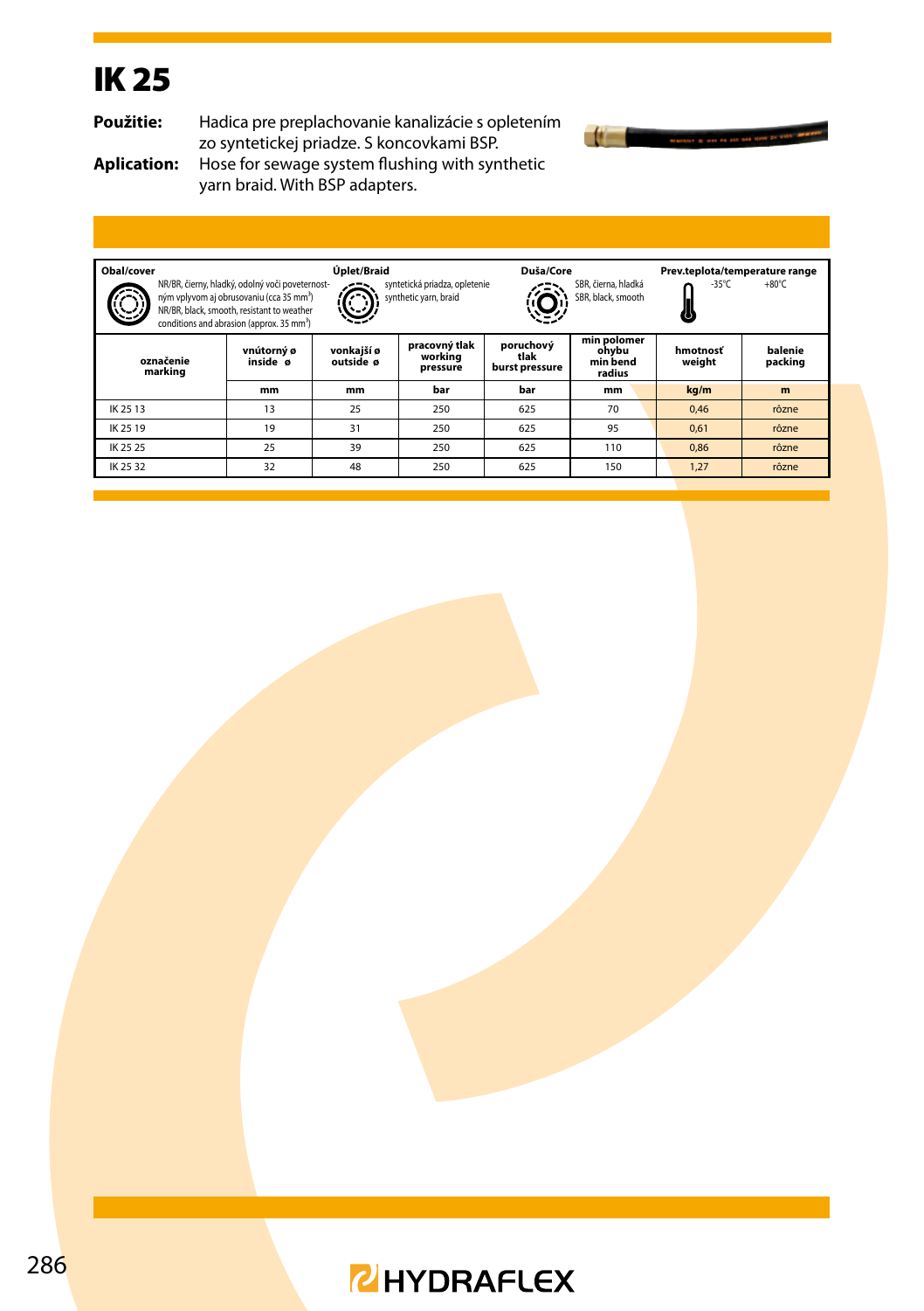# IK 25

**Použitie:** Hadica pre preplachovanie kanalizácie s opletením zo syntetickej priadze. S koncovkami BSP.

**Aplication:** Hose for sewage system flushing with synthetic yarn braid. With BSP adapters.

| Obal/cover | Úplet/Braid | Duša/Core | Prev.teplota/temperature range |
|---|---|---|---|
| NR/BR, čierny, hladký, odolný voči poveternostným vplyvom aj obrusovaniu (cca 35 mm³) NR/BR, black, smooth, resistant to weather conditions and abrasion (approx. 35 mm³) | syntetická priadza, opletenie synthetic yarn, braid | SBR, čierna, hladká SBR, black, smooth | -35°C +80°C |

| označenie marking | vnútorný ø inside ø | vonkajší ø outside ø | pracovný tlak working pressure | poruchový tlak burst pressure | min polomer ohybu min bend radius | hmotnosť weight | balenie packing |
|---|---|---|---|---|---|---|---|
| | mm | mm | bar | bar | mm | kg/m | m |
| IK 25 13 | 13 | 25 | 250 | 625 | 70 | 0,46 | rôzne |
| IK 25 19 | 19 | 31 | 250 | 625 | 95 | 0,61 | rôzne |
| IK 25 25 | 25 | 39 | 250 | 625 | 110 | 0,86 | rôzne |
| IK 25 32 | 32 | 48 | 250 | 625 | 150 | 1,27 | rôzne |

HYDRAFLEX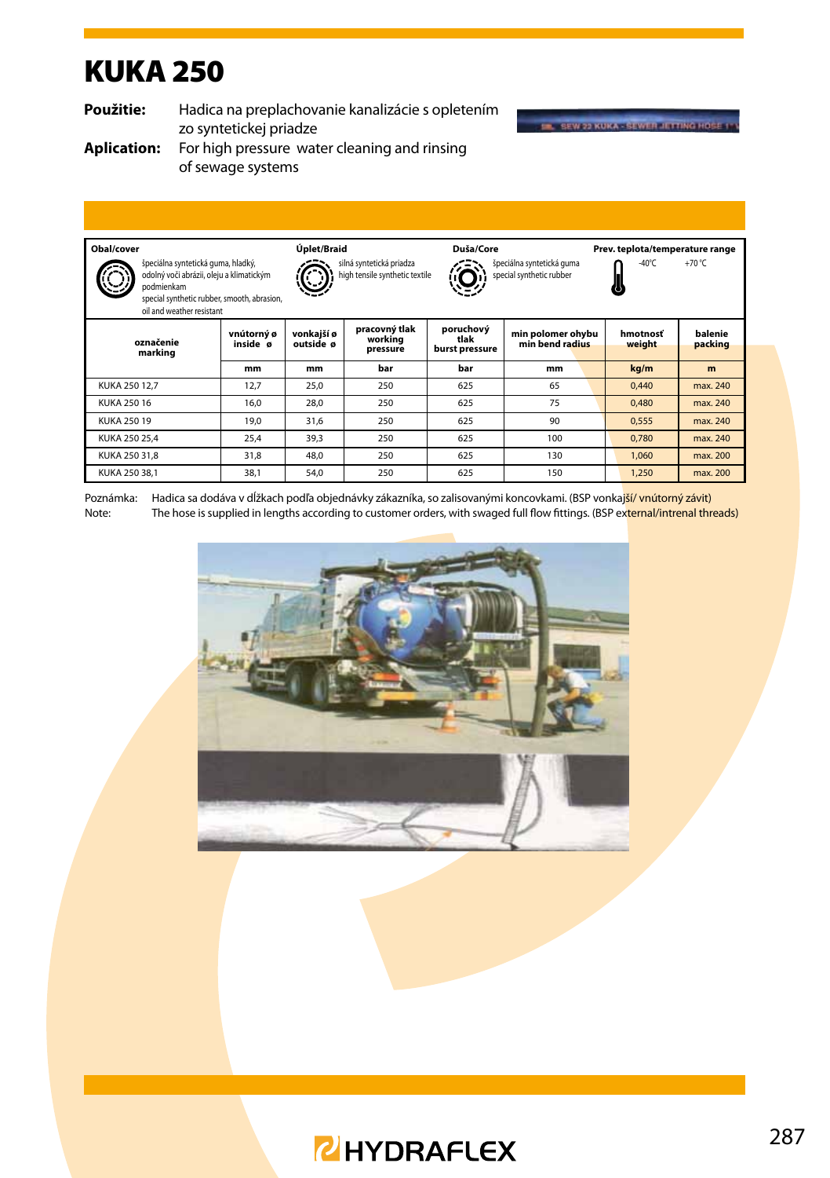# KUKA 250

**Použitie:** Hadica na preplachovanie kanalizácie s opletením zo syntetickej priadze

**Aplication:** For high pressure water cleaning and rinsing of sewage systems

| Obal/cover | Úplet/Braid | Duša/Core | Prev. teplota/temperature range |
|---|---|---|---|
| špeciálna syntetická guma, hladký, odolný voči abrázii, oleju a klimatickým podmienkam<br>special synthetic rubber, smooth, abrasion, oil and weather resistant | silná syntetická priadza<br>high tensile synthetic textile | špeciálna syntetická guma<br>special synthetic rubber | -40°C +70 °C |

| označenie marking | vnútorný ø inside ø | vonkajší ø outside ø | pracovný tlak working pressure | poruchový tlak burst pressure | min polomer ohybu min bend radius | hmotnosť weight | balenie packing |
|---|---|---|---|---|---|---|---|
| | mm | mm | bar | bar | mm | kg/m | m |
| KUKA 250 12,7 | 12,7 | 25,0 | 250 | 625 | 65 | 0,440 | max. 240 |
| KUKA 250 16 | 16,0 | 28,0 | 250 | 625 | 75 | 0,480 | max. 240 |
| KUKA 250 19 | 19,0 | 31,6 | 250 | 625 | 90 | 0,555 | max. 240 |
| KUKA 250 25,4 | 25,4 | 39,3 | 250 | 625 | 100 | 0,780 | max. 240 |
| KUKA 250 31,8 | 31,8 | 48,0 | 250 | 625 | 130 | 1,060 | max. 200 |
| KUKA 250 38,1 | 38,1 | 54,0 | 250 | 625 | 150 | 1,250 | max. 200 |

Poznámka: Hadica sa dodáva v dĺžkach podľa objednávky zákazníka, so zalisovanými koncovkami. (BSP vonkajší/ vnútorný závit)

Note: The hose is supplied in lengths according to customer orders, with swaged full flow fittings. (BSP external/intrenal threads)

HYDRAFLEX